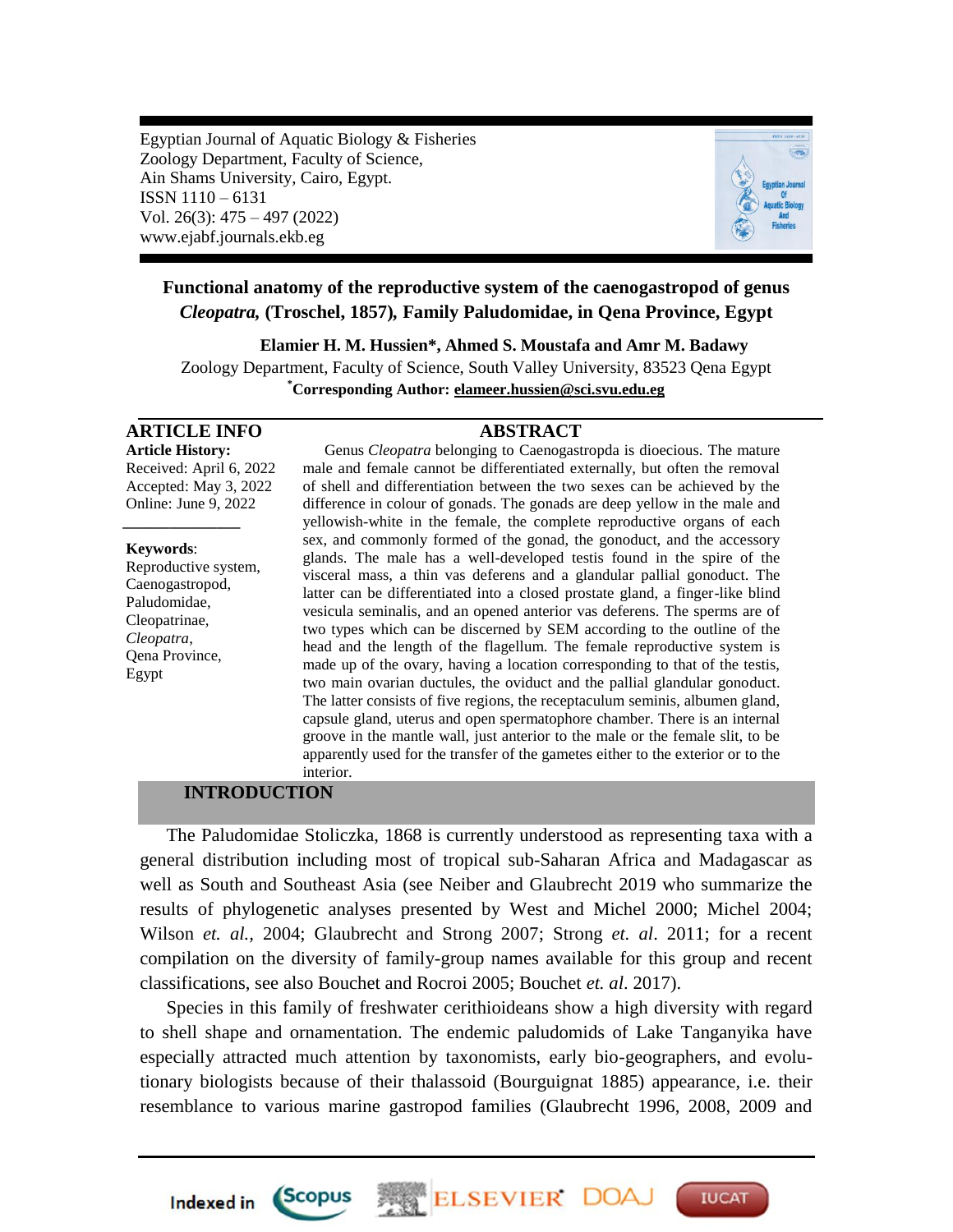Egyptian Journal of Aquatic Biology & Fisheries
Zoology Department, Faculty of Science,
Ain Shams University, Cairo, Egypt.
ISSN 1110 – 6131
Vol. 26(3): 475 – 497 (2022)
www.ejabf.journals.ekb.eg

# Functional anatomy of the reproductive system of the caenogastropod of genus *Cleopatra,* (Troschel, 1857), Family Paludomidae, in Qena Province, Egypt

**Elamier H. M. Hussien\*, Ahmed S. Moustafa and Amr M. Badawy**

Zoology Department, Faculty of Science, South Valley University, 83523 Qena Egypt

**\*Corresponding Author: elameer.hussien@sci.svu.edu.eg**

## ARTICLE INFO

**Article History:**
Received: April 6, 2022
Accepted: May 3, 2022
Online: June 9, 2022

**Keywords**:
Reproductive system,
Caenogastropod,
Paludomidae,
Cleopatrinae,
*Cleopatra,*
Qena Province,
Egypt

## ABSTRACT

Genus *Cleopatra* belonging to Caenogastropda is dioecious. The mature male and female cannot be differentiated externally, but often the removal of shell and differentiation between the two sexes can be achieved by the difference in colour of gonads. The gonads are deep yellow in the male and yellowish-white in the female, the complete reproductive organs of each sex, and commonly formed of the gonad, the gonoduct, and the accessory glands. The male has a well-developed testis found in the spire of the visceral mass, a thin vas deferens and a glandular pallial gonoduct. The latter can be differentiated into a closed prostate gland, a finger-like blind vesicula seminalis, and an opened anterior vas deferens. The sperms are of two types which can be discerned by SEM according to the outline of the head and the length of the flagellum. The female reproductive system is made up of the ovary, having a location corresponding to that of the testis, two main ovarian ductules, the oviduct and the pallial glandular gonoduct. The latter consists of five regions, the receptaculum seminis, albumen gland, capsule gland, uterus and open spermatophore chamber. There is an internal groove in the mantle wall, just anterior to the male or the female slit, to be apparently used for the transfer of the gametes either to the exterior or to the interior.

## INTRODUCTION

The Paludomidae Stoliczka, 1868 is currently understood as representing taxa with a general distribution including most of tropical sub-Saharan Africa and Madagascar as well as South and Southeast Asia (see Neiber and Glaubrecht 2019 who summarize the results of phylogenetic analyses presented by West and Michel 2000; Michel 2004; Wilson *et. al.,* 2004; Glaubrecht and Strong 2007; Strong *et. al*. 2011; for a recent compilation on the diversity of family-group names available for this group and recent classifications, see also Bouchet and Rocroi 2005; Bouchet *et. al*. 2017).

Species in this family of freshwater cerithioideans show a high diversity with regard to shell shape and ornamentation. The endemic paludomids of Lake Tanganyika have especially attracted much attention by taxonomists, early bio-geographers, and evolutionary biologists because of their thalassoid (Bourguignat 1885) appearance, i.e. their resemblance to various marine gastropod families (Glaubrecht 1996, 2008, 2009 and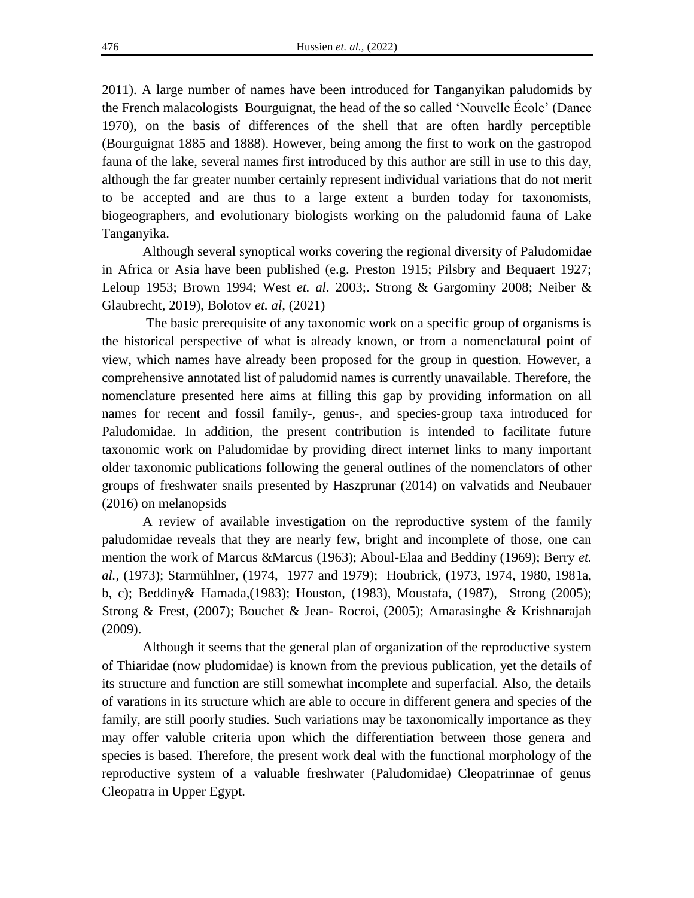2011). A large number of names have been introduced for Tanganyikan paludomids by the French malacologists Bourguignat, the head of the so called 'Nouvelle École' (Dance 1970), on the basis of differences of the shell that are often hardly perceptible (Bourguignat 1885 and 1888). However, being among the first to work on the gastropod fauna of the lake, several names first introduced by this author are still in use to this day, although the far greater number certainly represent individual variations that do not merit to be accepted and are thus to a large extent a burden today for taxonomists, biogeographers, and evolutionary biologists working on the paludomid fauna of Lake Tanganyika.

Although several synoptical works covering the regional diversity of Paludomidae in Africa or Asia have been published (e.g. Preston 1915; Pilsbry and Bequaert 1927; Leloup 1953; Brown 1994; West *et. al*. 2003;. Strong & Gargominy 2008; Neiber & Glaubrecht, 2019), Bolotov *et. al*, (2021)

The basic prerequisite of any taxonomic work on a specific group of organisms is the historical perspective of what is already known, or from a nomenclatural point of view, which names have already been proposed for the group in question. However, a comprehensive annotated list of paludomid names is currently unavailable. Therefore, the nomenclature presented here aims at filling this gap by providing information on all names for recent and fossil family-, genus-, and species-group taxa introduced for Paludomidae. In addition, the present contribution is intended to facilitate future taxonomic work on Paludomidae by providing direct internet links to many important older taxonomic publications following the general outlines of the nomenclators of other groups of freshwater snails presented by Haszprunar (2014) on valvatids and Neubauer (2016) on melanopsids

A review of available investigation on the reproductive system of the family paludomidae reveals that they are nearly few, bright and incomplete of those, one can mention the work of Marcus &Marcus (1963); Aboul-Elaa and Beddiny (1969); Berry *et. al.*, (1973); Starmühlner, (1974, 1977 and 1979); Houbrick, (1973, 1974, 1980, 1981a, b, c); Beddiny& Hamada,(1983); Houston, (1983), Moustafa, (1987), Strong (2005); Strong & Frest, (2007); Bouchet & Jean- Rocroi, (2005); Amarasinghe & Krishnarajah (2009).

Although it seems that the general plan of organization of the reproductive system of Thiaridae (now pludomidae) is known from the previous publication, yet the details of its structure and function are still somewhat incomplete and superfacial. Also, the details of varations in its structure which are able to occure in different genera and species of the family, are still poorly studies. Such variations may be taxonomically importance as they may offer valuble criteria upon which the differentiation between those genera and species is based. Therefore, the present work deal with the functional morphology of the reproductive system of a valuable freshwater (Paludomidae) Cleopatrinnae of genus Cleopatra in Upper Egypt.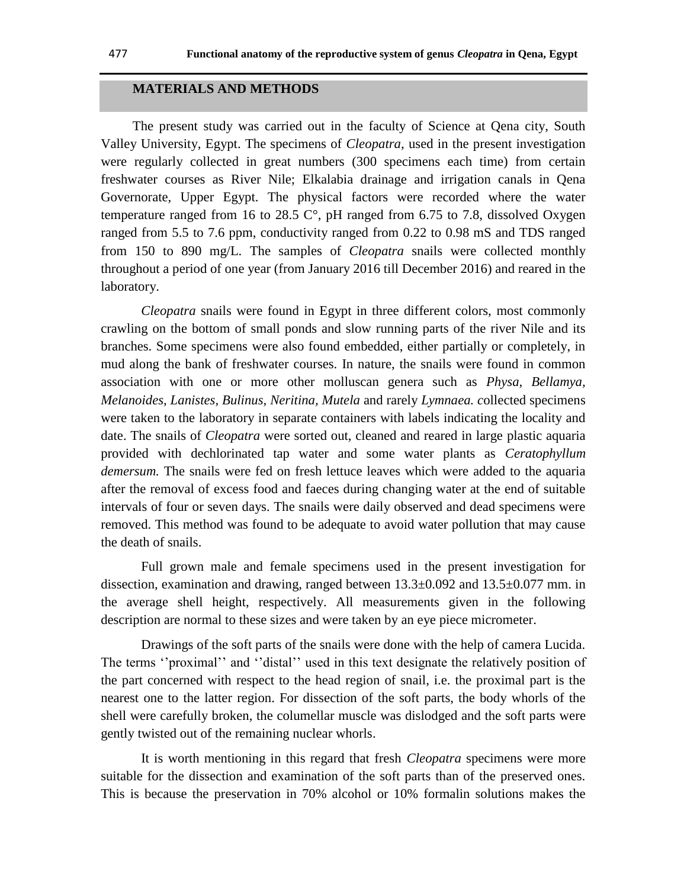## MATERIALS AND METHODS

The present study was carried out in the faculty of Science at Qena city, South Valley University, Egypt. The specimens of *Cleopatra*, used in the present investigation were regularly collected in great numbers (300 specimens each time) from certain freshwater courses as River Nile; Elkalabia drainage and irrigation canals in Qena Governorate, Upper Egypt. The physical factors were recorded where the water temperature ranged from 16 to 28.5 C°, pH ranged from 6.75 to 7.8, dissolved Oxygen ranged from 5.5 to 7.6 ppm, conductivity ranged from 0.22 to 0.98 mS and TDS ranged from 150 to 890 mg/L. The samples of *Cleopatra* snails were collected monthly throughout a period of one year (from January 2016 till December 2016) and reared in the laboratory.

*Cleopatra* snails were found in Egypt in three different colors, most commonly crawling on the bottom of small ponds and slow running parts of the river Nile and its branches. Some specimens were also found embedded, either partially or completely, in mud along the bank of freshwater courses. In nature, the snails were found in common association with one or more other molluscan genera such as *Physa, Bellamya, Melanoides, Lanistes, Bulinus, Neritina, Mutela* and rarely *Lymnaea. c*ollected specimens were taken to the laboratory in separate containers with labels indicating the locality and date. The snails of *Cleopatra* were sorted out, cleaned and reared in large plastic aquaria provided with dechlorinated tap water and some water plants as *Ceratophyllum demersum.* The snails were fed on fresh lettuce leaves which were added to the aquaria after the removal of excess food and faeces during changing water at the end of suitable intervals of four or seven days. The snails were daily observed and dead specimens were removed. This method was found to be adequate to avoid water pollution that may cause the death of snails.

Full grown male and female specimens used in the present investigation for dissection, examination and drawing, ranged between 13.3±0.092 and 13.5±0.077 mm. in the average shell height, respectively. All measurements given in the following description are normal to these sizes and were taken by an eye piece micrometer.

Drawings of the soft parts of the snails were done with the help of camera Lucida. The terms ''proximal'' and ''distal'' used in this text designate the relatively position of the part concerned with respect to the head region of snail, i.e. the proximal part is the nearest one to the latter region. For dissection of the soft parts, the body whorls of the shell were carefully broken, the columellar muscle was dislodged and the soft parts were gently twisted out of the remaining nuclear whorls.

It is worth mentioning in this regard that fresh *Cleopatra* specimens were more suitable for the dissection and examination of the soft parts than of the preserved ones. This is because the preservation in 70% alcohol or 10% formalin solutions makes the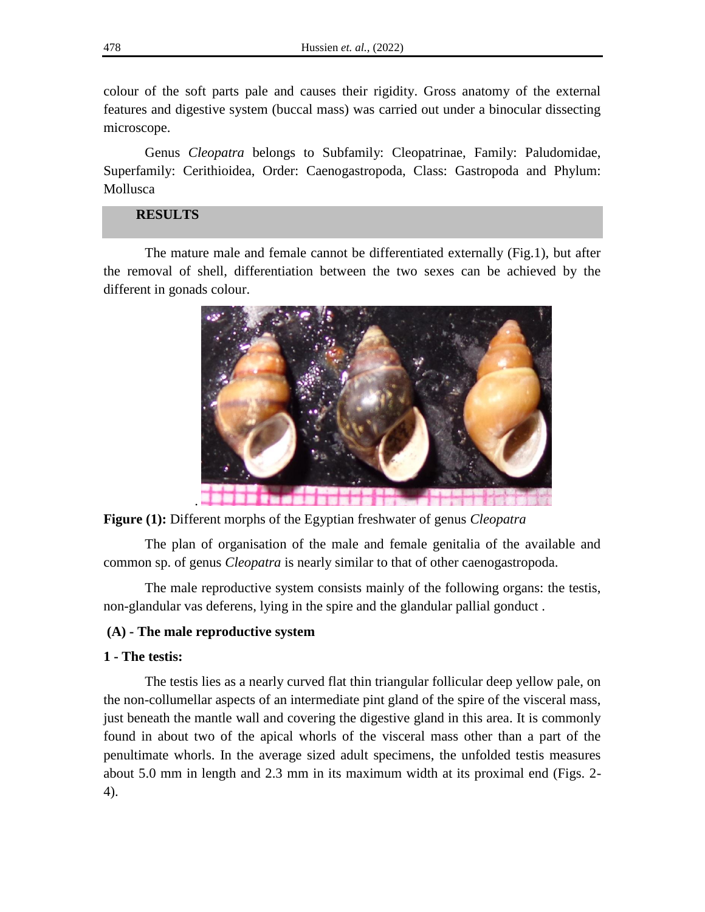colour of the soft parts pale and causes their rigidity. Gross anatomy of the external features and digestive system (buccal mass) was carried out under a binocular dissecting microscope.

Genus *Cleopatra* belongs to Subfamily: Cleopatrinae, Family: Paludomidae, Superfamily: Cerithioidea, Order: Caenogastropoda, Class: Gastropoda and Phylum: Mollusca

## RESULTS

The mature male and female cannot be differentiated externally (Fig.1), but after the removal of shell, differentiation between the two sexes can be achieved by the different in gonads colour.

**Figure (1):** Different morphs of the Egyptian freshwater of genus *Cleopatra*

The plan of organisation of the male and female genitalia of the available and common sp. of genus *Cleopatra* is nearly similar to that of other caenogastropoda.

The male reproductive system consists mainly of the following organs: the testis, non-glandular vas deferens, lying in the spire and the glandular pallial gonduct .

### (A) - The male reproductive system

#### 1 - The testis:

The testis lies as a nearly curved flat thin triangular follicular deep yellow pale, on the non-collumellar aspects of an intermediate pint gland of the spire of the visceral mass, just beneath the mantle wall and covering the digestive gland in this area. It is commonly found in about two of the apical whorls of the visceral mass other than a part of the penultimate whorls. In the average sized adult specimens, the unfolded testis measures about 5.0 mm in length and 2.3 mm in its maximum width at its proximal end (Figs. 2-4).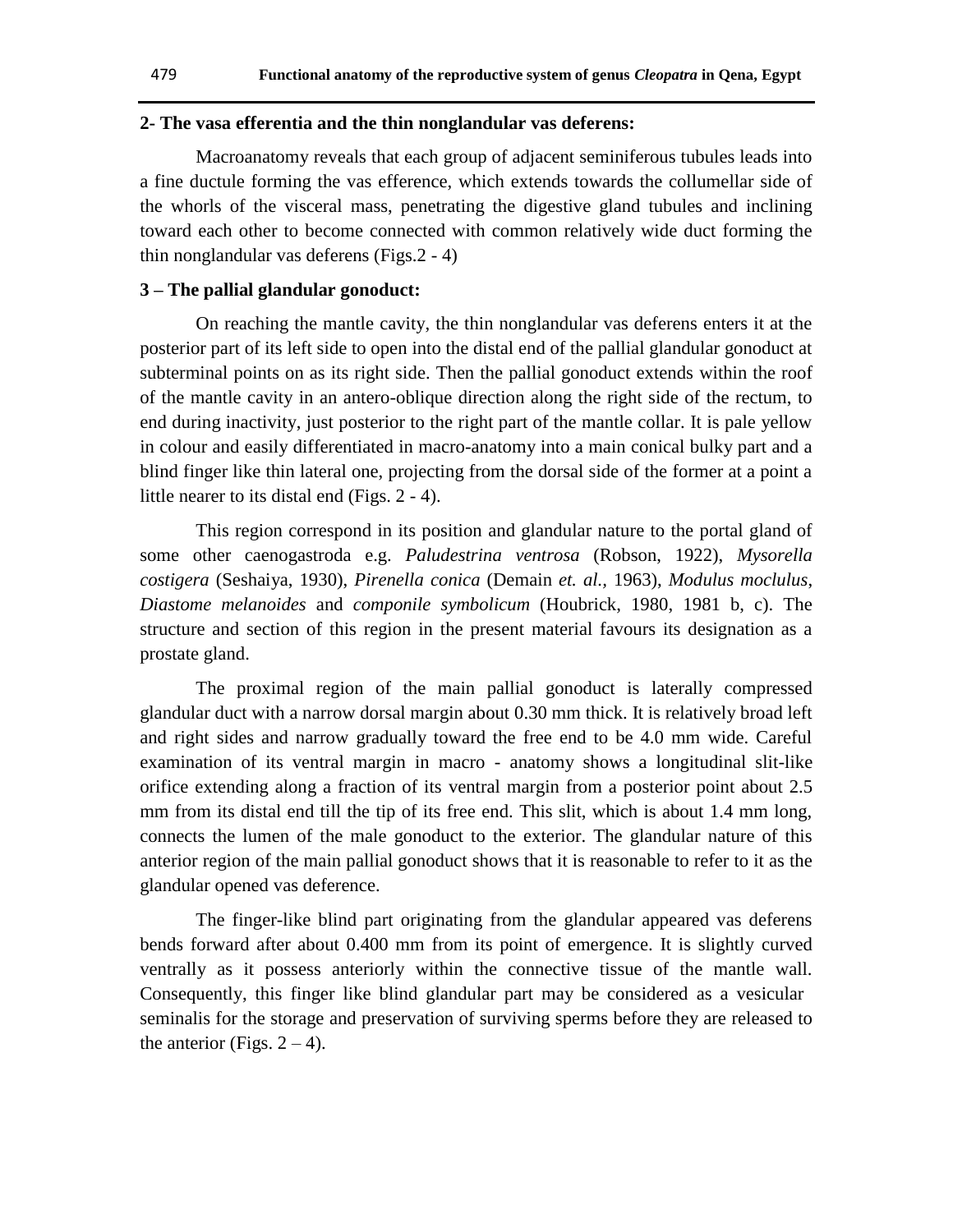**2- The vasa efferentia and the thin nonglandular vas deferens:**

Macroanatomy reveals that each group of adjacent seminiferous tubules leads into a fine ductule forming the vas efference, which extends towards the collumellar side of the whorls of the visceral mass, penetrating the digestive gland tubules and inclining toward each other to become connected with common relatively wide duct forming the thin nonglandular vas deferens (Figs.2 - 4)

**3 – The pallial glandular gonoduct:**

On reaching the mantle cavity, the thin nonglandular vas deferens enters it at the posterior part of its left side to open into the distal end of the pallial glandular gonoduct at subterminal points on as its right side. Then the pallial gonoduct extends within the roof of the mantle cavity in an antero-oblique direction along the right side of the rectum, to end during inactivity, just posterior to the right part of the mantle collar. It is pale yellow in colour and easily differentiated in macro-anatomy into a main conical bulky part and a blind finger like thin lateral one, projecting from the dorsal side of the former at a point a little nearer to its distal end (Figs. 2 - 4).

This region correspond in its position and glandular nature to the portal gland of some other caenogastroda e.g. *Paludestrina ventrosa* (Robson, 1922), *Mysorella costigera* (Seshaiya, 1930), *Pirenella conica* (Demain *et. al.,* 1963), *Modulus moclulus*, *Diastome melanoides* and *componile symbolicum* (Houbrick, 1980, 1981 b, c). The structure and section of this region in the present material favours its designation as a prostate gland.

The proximal region of the main pallial gonoduct is laterally compressed glandular duct with a narrow dorsal margin about 0.30 mm thick. It is relatively broad left and right sides and narrow gradually toward the free end to be 4.0 mm wide. Careful examination of its ventral margin in macro - anatomy shows a longitudinal slit-like orifice extending along a fraction of its ventral margin from a posterior point about 2.5 mm from its distal end till the tip of its free end. This slit, which is about 1.4 mm long, connects the lumen of the male gonoduct to the exterior. The glandular nature of this anterior region of the main pallial gonoduct shows that it is reasonable to refer to it as the glandular opened vas deference.

The finger-like blind part originating from the glandular appeared vas deferens bends forward after about 0.400 mm from its point of emergence. It is slightly curved ventrally as it possess anteriorly within the connective tissue of the mantle wall. Consequently, this finger like blind glandular part may be considered as a vesicular seminalis for the storage and preservation of surviving sperms before they are released to the anterior (Figs. 2 – 4).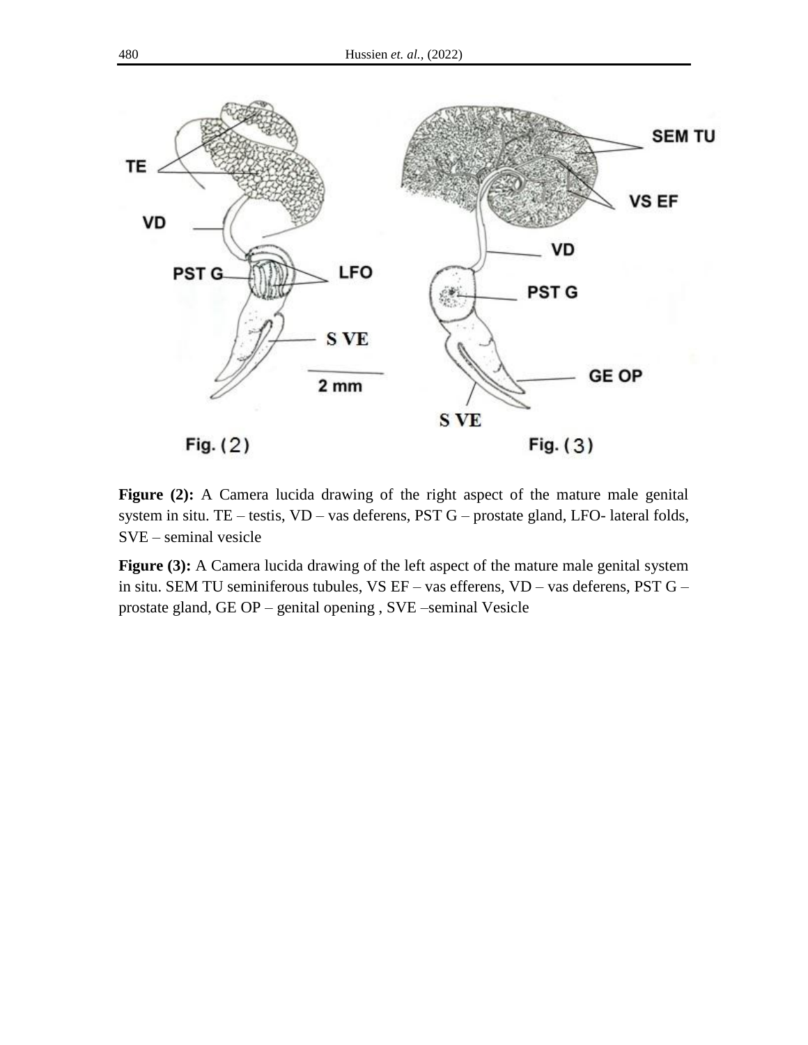**Figure (2):** A Camera lucida drawing of the right aspect of the mature male genital system in situ. TE – testis, VD – vas deferens, PST G – prostate gland, LFO- lateral folds, SVE – seminal vesicle

**Figure (3):** A Camera lucida drawing of the left aspect of the mature male genital system in situ. SEM TU seminiferous tubules, VS EF – vas efferens, VD – vas deferens, PST G – prostate gland, GE OP – genital opening , SVE –seminal Vesicle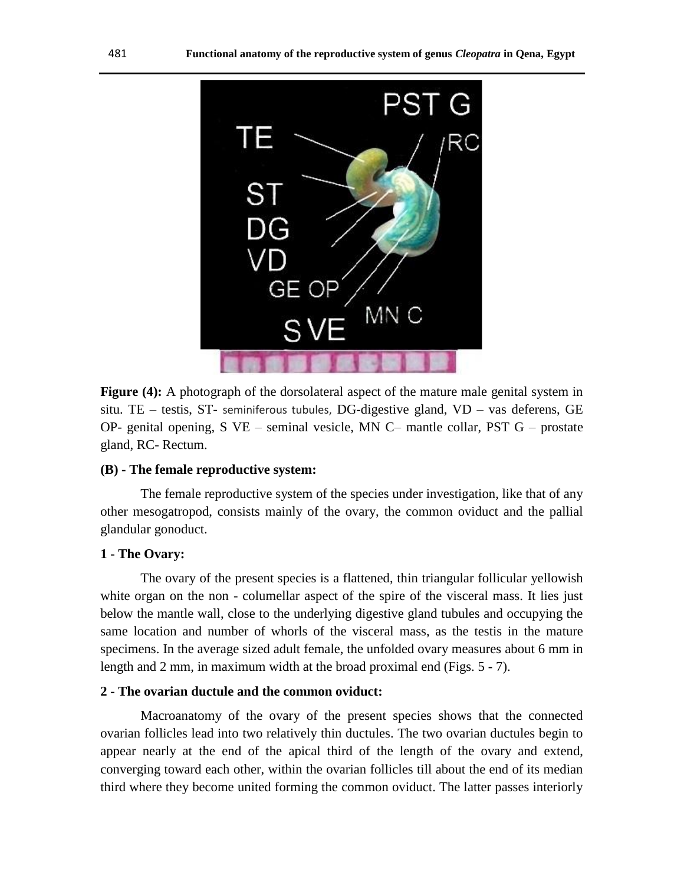**Figure (4):** A photograph of the dorsolateral aspect of the mature male genital system in situ. TE – testis, ST- seminiferous tubules, DG-digestive gland, VD – vas deferens, GE OP- genital opening, S VE – seminal vesicle, MN C– mantle collar, PST G – prostate gland, RC- Rectum.

**(B) - The female reproductive system:**

The female reproductive system of the species under investigation, like that of any other mesogatropod, consists mainly of the ovary, the common oviduct and the pallial glandular gonoduct.

**1 - The Ovary:**

The ovary of the present species is a flattened, thin triangular follicular yellowish white organ on the non - columellar aspect of the spire of the visceral mass. It lies just below the mantle wall, close to the underlying digestive gland tubules and occupying the same location and number of whorls of the visceral mass, as the testis in the mature specimens. In the average sized adult female, the unfolded ovary measures about 6 mm in length and 2 mm, in maximum width at the broad proximal end (Figs. 5 - 7).

**2 - The ovarian ductule and the common oviduct:**

Macroanatomy of the ovary of the present species shows that the connected ovarian follicles lead into two relatively thin ductules. The two ovarian ductules begin to appear nearly at the end of the apical third of the length of the ovary and extend, converging toward each other, within the ovarian follicles till about the end of its median third where they become united forming the common oviduct. The latter passes interiorly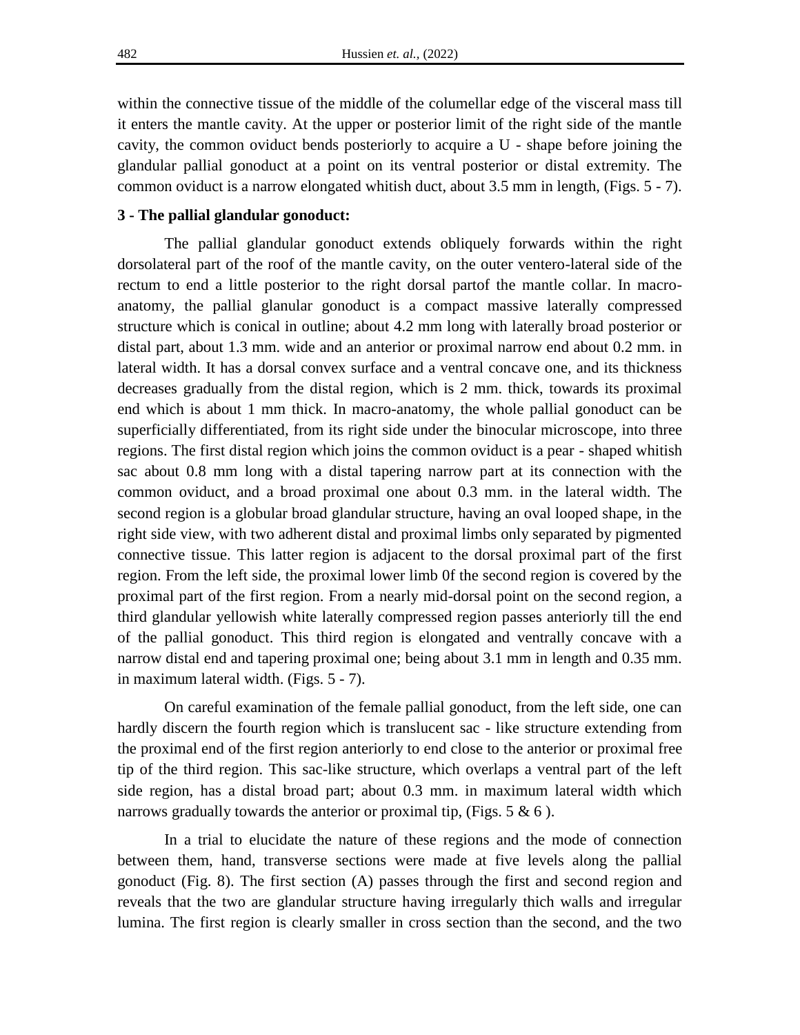within the connective tissue of the middle of the columellar edge of the visceral mass till it enters the mantle cavity. At the upper or posterior limit of the right side of the mantle cavity, the common oviduct bends posteriorly to acquire a U - shape before joining the glandular pallial gonoduct at a point on its ventral posterior or distal extremity. The common oviduct is a narrow elongated whitish duct, about 3.5 mm in length, (Figs. 5 - 7).

**3 - The pallial glandular gonoduct:**

The pallial glandular gonoduct extends obliquely forwards within the right dorsolateral part of the roof of the mantle cavity, on the outer ventero-lateral side of the rectum to end a little posterior to the right dorsal partof the mantle collar. In macro-anatomy, the pallial glanular gonoduct is a compact massive laterally compressed structure which is conical in outline; about 4.2 mm long with laterally broad posterior or distal part, about 1.3 mm. wide and an anterior or proximal narrow end about 0.2 mm. in lateral width. It has a dorsal convex surface and a ventral concave one, and its thickness decreases gradually from the distal region, which is 2 mm. thick, towards its proximal end which is about 1 mm thick. In macro-anatomy, the whole pallial gonoduct can be superficially differentiated, from its right side under the binocular microscope, into three regions. The first distal region which joins the common oviduct is a pear - shaped whitish sac about 0.8 mm long with a distal tapering narrow part at its connection with the common oviduct, and a broad proximal one about 0.3 mm. in the lateral width. The second region is a globular broad glandular structure, having an oval looped shape, in the right side view, with two adherent distal and proximal limbs only separated by pigmented connective tissue. This latter region is adjacent to the dorsal proximal part of the first region. From the left side, the proximal lower limb 0f the second region is covered by the proximal part of the first region. From a nearly mid-dorsal point on the second region, a third glandular yellowish white laterally compressed region passes anteriorly till the end of the pallial gonoduct. This third region is elongated and ventrally concave with a narrow distal end and tapering proximal one; being about 3.1 mm in length and 0.35 mm. in maximum lateral width. (Figs. 5 - 7).

On careful examination of the female pallial gonoduct, from the left side, one can hardly discern the fourth region which is translucent sac - like structure extending from the proximal end of the first region anteriorly to end close to the anterior or proximal free tip of the third region. This sac-like structure, which overlaps a ventral part of the left side region, has a distal broad part; about 0.3 mm. in maximum lateral width which narrows gradually towards the anterior or proximal tip, (Figs. 5 & 6 ).

In a trial to elucidate the nature of these regions and the mode of connection between them, hand, transverse sections were made at five levels along the pallial gonoduct (Fig. 8). The first section (A) passes through the first and second region and reveals that the two are glandular structure having irregularly thich walls and irregular lumina. The first region is clearly smaller in cross section than the second, and the two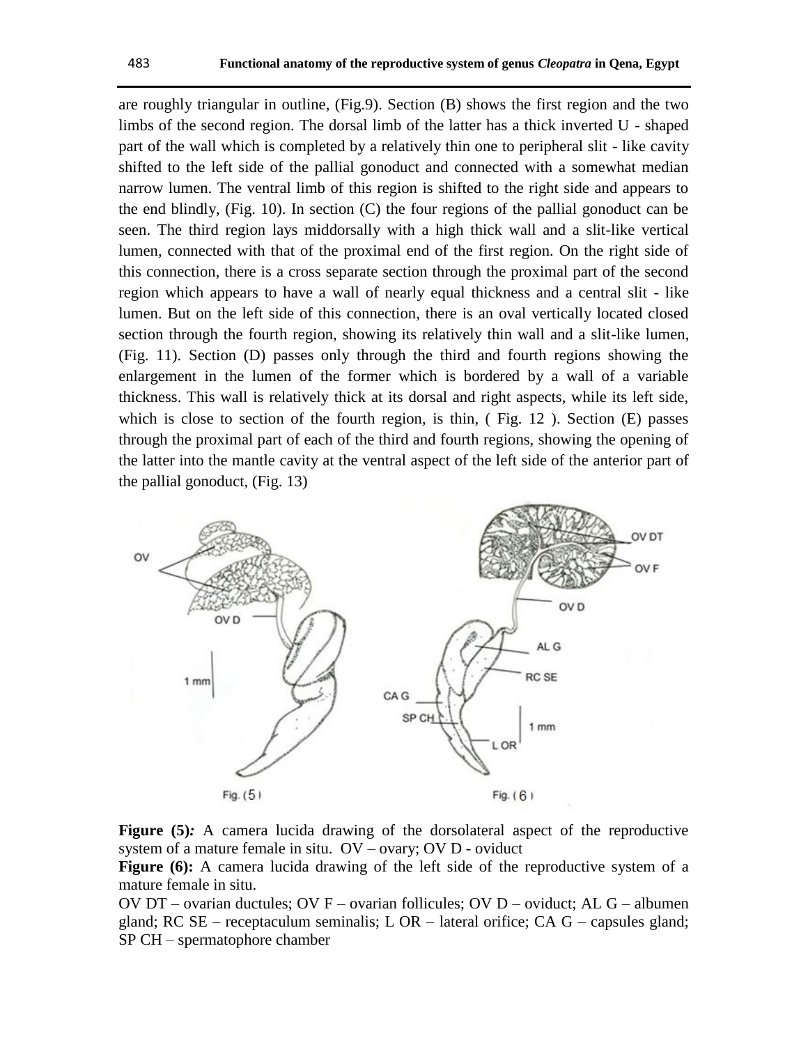are roughly triangular in outline, (Fig.9). Section (B) shows the first region and the two limbs of the second region. The dorsal limb of the latter has a thick inverted U - shaped part of the wall which is completed by a relatively thin one to peripheral slit - like cavity shifted to the left side of the pallial gonoduct and connected with a somewhat median narrow lumen. The ventral limb of this region is shifted to the right side and appears to the end blindly, (Fig. 10). In section (C) the four regions of the pallial gonoduct can be seen. The third region lays middorsally with a high thick wall and a slit-like vertical lumen, connected with that of the proximal end of the first region. On the right side of this connection, there is a cross separate section through the proximal part of the second region which appears to have a wall of nearly equal thickness and a central slit - like lumen. But on the left side of this connection, there is an oval vertically located closed section through the fourth region, showing its relatively thin wall and a slit-like lumen, (Fig. 11). Section (D) passes only through the third and fourth regions showing the enlargement in the lumen of the former which is bordered by a wall of a variable thickness. This wall is relatively thick at its dorsal and right aspects, while its left side, which is close to section of the fourth region, is thin, ( Fig. 12 ). Section (E) passes through the proximal part of each of the third and fourth regions, showing the opening of the latter into the mantle cavity at the ventral aspect of the left side of the anterior part of the pallial gonoduct, (Fig. 13)

Fig. (5)

Fig. (6)

**Figure (5)*:*** A camera lucida drawing of the dorsolateral aspect of the reproductive system of a mature female in situ. OV – ovary; OV D - oviduct

**Figure (6):** A camera lucida drawing of the left side of the reproductive system of a mature female in situ.

OV DT – ovarian ductules; OV F – ovarian follicules; OV D – oviduct; AL G – albumen gland; RC SE – receptaculum seminalis; L OR – lateral orifice; CA G – capsules gland; SP CH – spermatophore chamber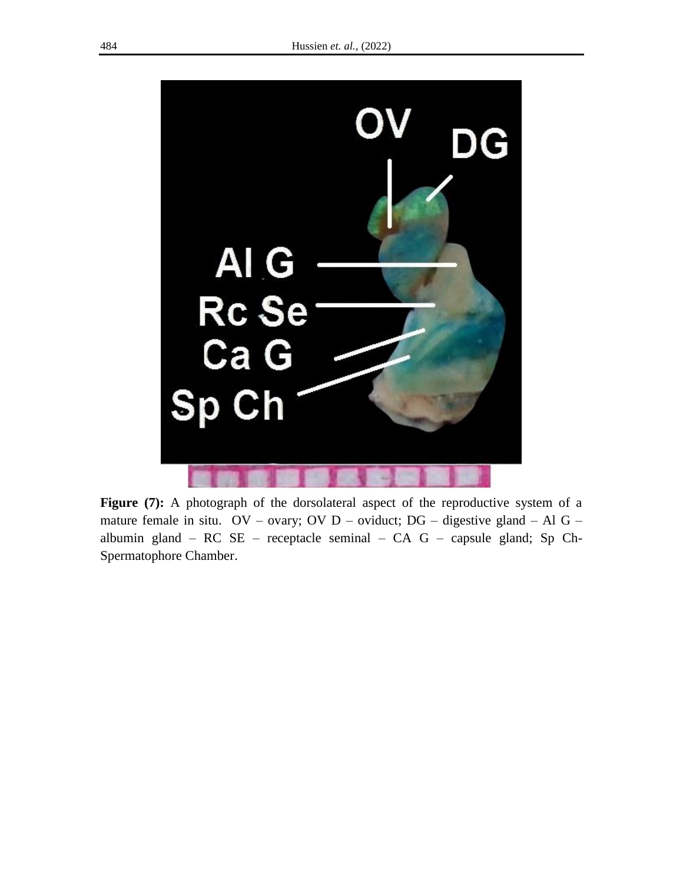**Figure (7):** A photograph of the dorsolateral aspect of the reproductive system of a mature female in situ. OV – ovary; OV D – oviduct; DG – digestive gland – Al G – albumin gland – RC SE – receptacle seminal – CA G – capsule gland; Sp Ch- Spermatophore Chamber.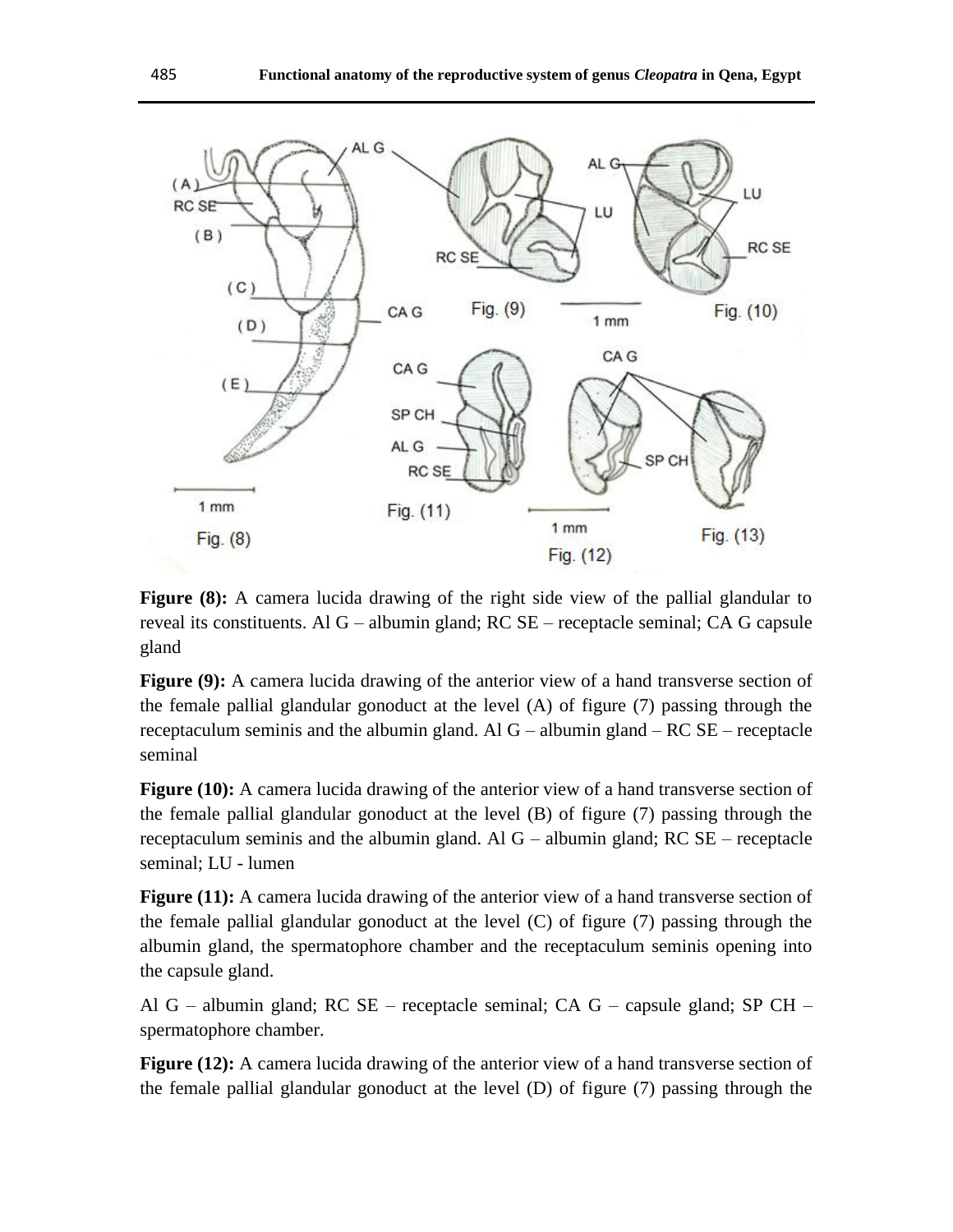**Figure (8):** A camera lucida drawing of the right side view of the pallial glandular to reveal its constituents. Al G – albumin gland; RC SE – receptacle seminal; CA G capsule gland

**Figure (9):** A camera lucida drawing of the anterior view of a hand transverse section of the female pallial glandular gonoduct at the level (A) of figure (7) passing through the receptaculum seminis and the albumin gland. Al G – albumin gland – RC SE – receptacle seminal

**Figure (10):** A camera lucida drawing of the anterior view of a hand transverse section of the female pallial glandular gonoduct at the level (B) of figure (7) passing through the receptaculum seminis and the albumin gland. Al G – albumin gland; RC SE – receptacle seminal; LU - lumen

**Figure (11):** A camera lucida drawing of the anterior view of a hand transverse section of the female pallial glandular gonoduct at the level (C) of figure (7) passing through the albumin gland, the spermatophore chamber and the receptaculum seminis opening into the capsule gland.

Al G – albumin gland; RC SE – receptacle seminal; CA G – capsule gland; SP CH – spermatophore chamber.

**Figure (12):** A camera lucida drawing of the anterior view of a hand transverse section of the female pallial glandular gonoduct at the level (D) of figure (7) passing through the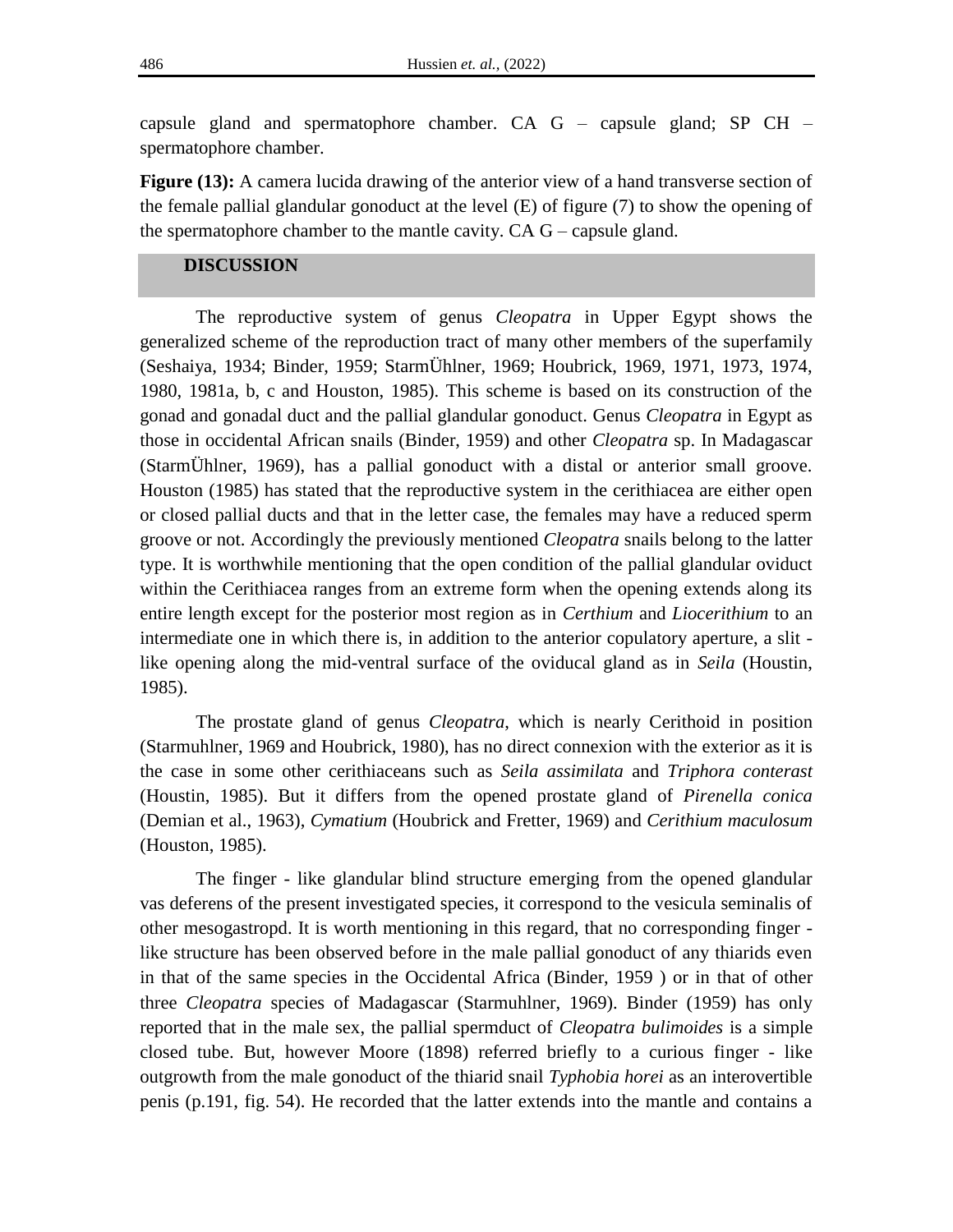capsule gland and spermatophore chamber. CA G – capsule gland; SP CH – spermatophore chamber.

**Figure (13):** A camera lucida drawing of the anterior view of a hand transverse section of the female pallial glandular gonoduct at the level (E) of figure (7) to show the opening of the spermatophore chamber to the mantle cavity. CA G – capsule gland.

## DISCUSSION

The reproductive system of genus *Cleopatra* in Upper Egypt shows the generalized scheme of the reproduction tract of many other members of the superfamily (Seshaiya, 1934; Binder, 1959; StarmÜhlner, 1969; Houbrick, 1969, 1971, 1973, 1974, 1980, 1981a, b, c and Houston, 1985). This scheme is based on its construction of the gonad and gonadal duct and the pallial glandular gonoduct. Genus *Cleopatra* in Egypt as those in occidental African snails (Binder, 1959) and other *Cleopatra* sp. In Madagascar (StarmÜhlner, 1969), has a pallial gonoduct with a distal or anterior small groove. Houston (1985) has stated that the reproductive system in the cerithiacea are either open or closed pallial ducts and that in the letter case, the females may have a reduced sperm groove or not. Accordingly the previously mentioned *Cleopatra* snails belong to the latter type. It is worthwhile mentioning that the open condition of the pallial glandular oviduct within the Cerithiacea ranges from an extreme form when the opening extends along its entire length except for the posterior most region as in *Certhium* and *Liocerithium* to an intermediate one in which there is, in addition to the anterior copulatory aperture, a slit - like opening along the mid-ventral surface of the oviducal gland as in *Seila* (Houstin, 1985).

The prostate gland of genus *Cleopatra*, which is nearly Cerithoid in position (Starmuhlner, 1969 and Houbrick, 1980), has no direct connexion with the exterior as it is the case in some other cerithiaceans such as *Seila assimilata* and *Triphora conterast* (Houstin, 1985). But it differs from the opened prostate gland of *Pirenella conica* (Demian et al., 1963), *Cymatium* (Houbrick and Fretter, 1969) and *Cerithium maculosum* (Houston, 1985).

The finger - like glandular blind structure emerging from the opened glandular vas deferens of the present investigated species, it correspond to the vesicula seminalis of other mesogastropd. It is worth mentioning in this regard, that no corresponding finger - like structure has been observed before in the male pallial gonoduct of any thiarids even in that of the same species in the Occidental Africa (Binder, 1959 ) or in that of other three *Cleopatra* species of Madagascar (Starmuhlner, 1969). Binder (1959) has only reported that in the male sex, the pallial spermduct of *Cleopatra bulimoides* is a simple closed tube. But, however Moore (1898) referred briefly to a curious finger - like outgrowth from the male gonoduct of the thiarid snail *Typhobia horei* as an interovertible penis (p.191, fig. 54). He recorded that the latter extends into the mantle and contains a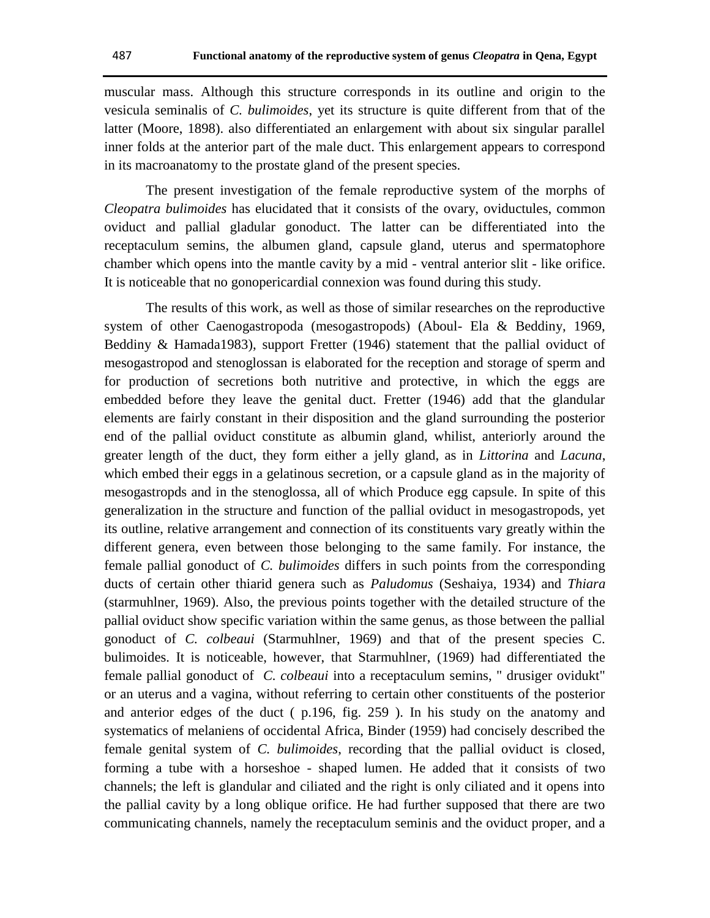muscular mass. Although this structure corresponds in its outline and origin to the vesicula seminalis of *C. bulimoides*, yet its structure is quite different from that of the latter (Moore, 1898). also differentiated an enlargement with about six singular parallel inner folds at the anterior part of the male duct. This enlargement appears to correspond in its macroanatomy to the prostate gland of the present species.

The present investigation of the female reproductive system of the morphs of *Cleopatra bulimoides* has elucidated that it consists of the ovary, oviductules, common oviduct and pallial gladular gonoduct. The latter can be differentiated into the receptaculum semins, the albumen gland, capsule gland, uterus and spermatophore chamber which opens into the mantle cavity by a mid - ventral anterior slit - like orifice. It is noticeable that no gonopericardial connexion was found during this study.

The results of this work, as well as those of similar researches on the reproductive system of other Caenogastropoda (mesogastropods) (Aboul- Ela & Beddiny, 1969, Beddiny & Hamada1983), support Fretter (1946) statement that the pallial oviduct of mesogastropod and stenoglossan is elaborated for the reception and storage of sperm and for production of secretions both nutritive and protective, in which the eggs are embedded before they leave the genital duct. Fretter (1946) add that the glandular elements are fairly constant in their disposition and the gland surrounding the posterior end of the pallial oviduct constitute as albumin gland, whilist, anteriorly around the greater length of the duct, they form either a jelly gland, as in *Littorina* and *Lacuna*, which embed their eggs in a gelatinous secretion, or a capsule gland as in the majority of mesogastropds and in the stenoglossa, all of which Produce egg capsule. In spite of this generalization in the structure and function of the pallial oviduct in mesogastropods, yet its outline, relative arrangement and connection of its constituents vary greatly within the different genera, even between those belonging to the same family. For instance, the female pallial gonoduct of *C. bulimoides* differs in such points from the corresponding ducts of certain other thiarid genera such as *Paludomus* (Seshaiya, 1934) and *Thiara* (starmuhlner, 1969). Also, the previous points together with the detailed structure of the pallial oviduct show specific variation within the same genus, as those between the pallial gonoduct of *C. colbeaui* (Starmuhlner, 1969) and that of the present species C. bulimoides. It is noticeable, however, that Starmuhlner, (1969) had differentiated the female pallial gonoduct of *C. colbeaui* into a receptaculum semins, " drusiger ovidukt" or an uterus and a vagina, without referring to certain other constituents of the posterior and anterior edges of the duct ( p.196, fig. 259 ). In his study on the anatomy and systematics of melaniens of occidental Africa, Binder (1959) had concisely described the female genital system of *C. bulimoides*, recording that the pallial oviduct is closed, forming a tube with a horseshoe - shaped lumen. He added that it consists of two channels; the left is glandular and ciliated and the right is only ciliated and it opens into the pallial cavity by a long oblique orifice. He had further supposed that there are two communicating channels, namely the receptaculum seminis and the oviduct proper, and a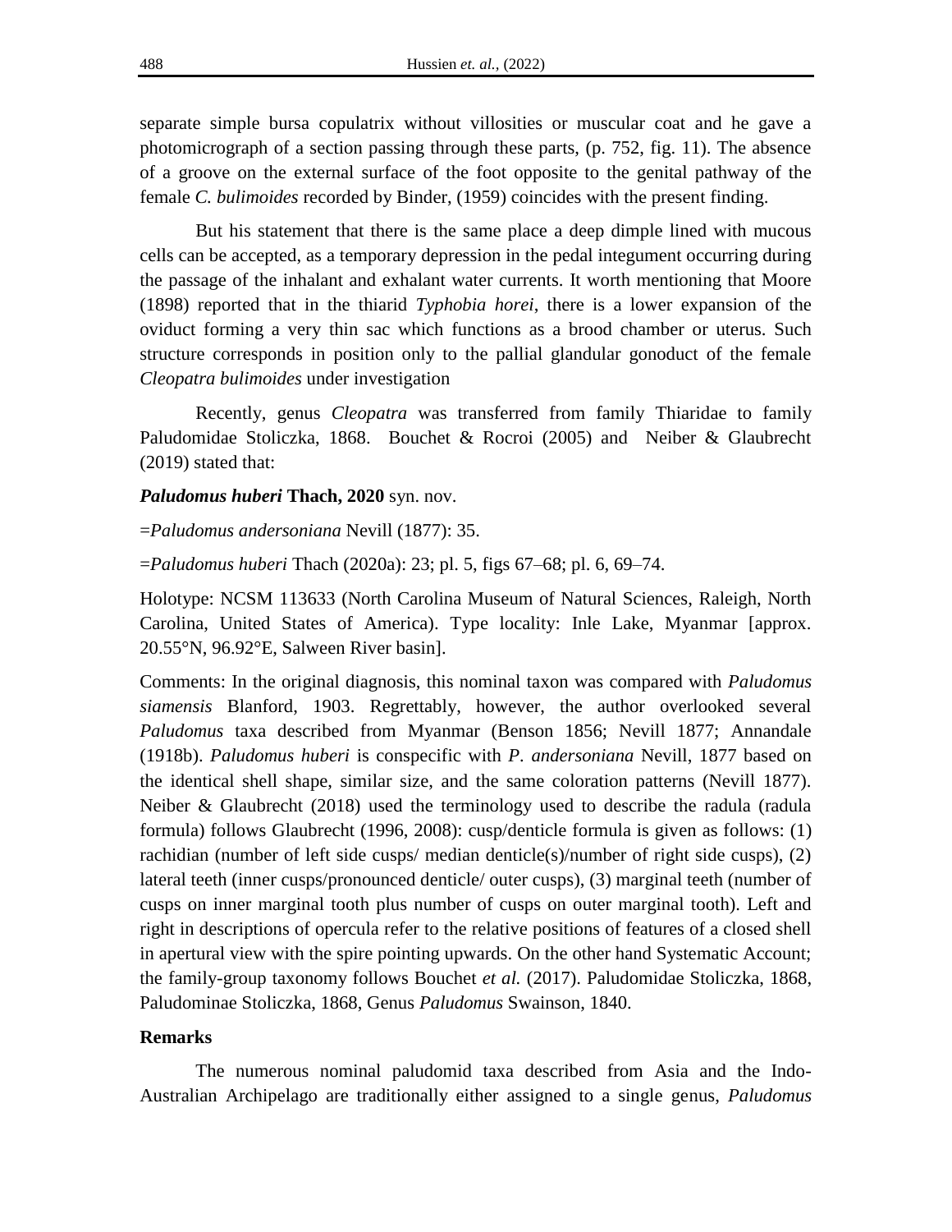separate simple bursa copulatrix without villosities or muscular coat and he gave a photomicrograph of a section passing through these parts, (p. 752, fig. 11). The absence of a groove on the external surface of the foot opposite to the genital pathway of the female *C. bulimoides* recorded by Binder, (1959) coincides with the present finding.

But his statement that there is the same place a deep dimple lined with mucous cells can be accepted, as a temporary depression in the pedal integument occurring during the passage of the inhalant and exhalant water currents. It worth mentioning that Moore (1898) reported that in the thiarid *Typhobia horei,* there is a lower expansion of the oviduct forming a very thin sac which functions as a brood chamber or uterus. Such structure corresponds in position only to the pallial glandular gonoduct of the female *Cleopatra bulimoides* under investigation

Recently, genus *Cleopatra* was transferred from family Thiaridae to family Paludomidae Stoliczka, 1868. Bouchet & Rocroi (2005) and Neiber & Glaubrecht (2019) stated that:

***Paludomus huberi* Thach, 2020** syn. nov.

=*Paludomus andersoniana* Nevill (1877): 35.

=*Paludomus huberi* Thach (2020a): 23; pl. 5, figs 67–68; pl. 6, 69–74.

Holotype: NCSM 113633 (North Carolina Museum of Natural Sciences, Raleigh, North Carolina, United States of America). Type locality: Inle Lake, Myanmar [approx. 20.55°N, 96.92°E, Salween River basin].

Comments: In the original diagnosis, this nominal taxon was compared with *Paludomus siamensis* Blanford, 1903. Regrettably, however, the author overlooked several *Paludomus* taxa described from Myanmar (Benson 1856; Nevill 1877; Annandale (1918b). *Paludomus huberi* is conspecific with *P. andersoniana* Nevill, 1877 based on the identical shell shape, similar size, and the same coloration patterns (Nevill 1877). Neiber & Glaubrecht (2018) used the terminology used to describe the radula (radula formula) follows Glaubrecht (1996, 2008): cusp/denticle formula is given as follows: (1) rachidian (number of left side cusps/ median denticle(s)/number of right side cusps), (2) lateral teeth (inner cusps/pronounced denticle/ outer cusps), (3) marginal teeth (number of cusps on inner marginal tooth plus number of cusps on outer marginal tooth). Left and right in descriptions of opercula refer to the relative positions of features of a closed shell in apertural view with the spire pointing upwards. On the other hand Systematic Account; the family-group taxonomy follows Bouchet *et al.* (2017). Paludomidae Stoliczka, 1868, Paludominae Stoliczka, 1868, Genus *Paludomus* Swainson, 1840.

**Remarks**

The numerous nominal paludomid taxa described from Asia and the Indo-Australian Archipelago are traditionally either assigned to a single genus, *Paludomus*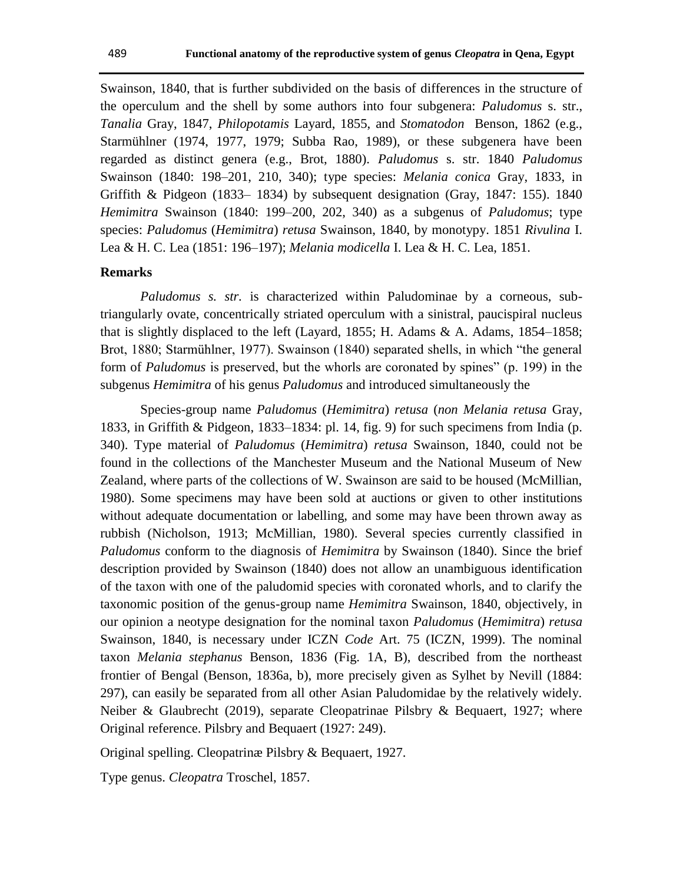Swainson, 1840, that is further subdivided on the basis of differences in the structure of the operculum and the shell by some authors into four subgenera: *Paludomus* s. str., *Tanalia* Gray, 1847, *Philopotamis* Layard, 1855, and *Stomatodon* Benson, 1862 (e.g., Starmühlner (1974, 1977, 1979; Subba Rao, 1989), or these subgenera have been regarded as distinct genera (e.g., Brot, 1880). *Paludomus* s. str. 1840 *Paludomus* Swainson (1840: 198–201, 210, 340); type species: *Melania conica* Gray, 1833, in Griffith & Pidgeon (1833– 1834) by subsequent designation (Gray, 1847: 155). 1840 *Hemimitra* Swainson (1840: 199–200, 202, 340) as a subgenus of *Paludomus*; type species: *Paludomus* (*Hemimitra*) *retusa* Swainson, 1840, by monotypy. 1851 *Rivulina* I. Lea & H. C. Lea (1851: 196–197); *Melania modicella* I. Lea & H. C. Lea, 1851.

**Remarks**

*Paludomus s. str.* is characterized within Paludominae by a corneous, sub-triangularly ovate, concentrically striated operculum with a sinistral, paucispiral nucleus that is slightly displaced to the left (Layard, 1855; H. Adams & A. Adams, 1854–1858; Brot, 1880; Starmühlner, 1977). Swainson (1840) separated shells, in which "the general form of *Paludomus* is preserved, but the whorls are coronated by spines" (p. 199) in the subgenus *Hemimitra* of his genus *Paludomus* and introduced simultaneously the

Species-group name *Paludomus* (*Hemimitra*) *retusa* (*non Melania retusa* Gray, 1833, in Griffith & Pidgeon, 1833–1834: pl. 14, fig. 9) for such specimens from India (p. 340). Type material of *Paludomus* (*Hemimitra*) *retusa* Swainson, 1840, could not be found in the collections of the Manchester Museum and the National Museum of New Zealand, where parts of the collections of W. Swainson are said to be housed (McMillian, 1980). Some specimens may have been sold at auctions or given to other institutions without adequate documentation or labelling, and some may have been thrown away as rubbish (Nicholson, 1913; McMillian, 1980). Several species currently classified in *Paludomus* conform to the diagnosis of *Hemimitra* by Swainson (1840). Since the brief description provided by Swainson (1840) does not allow an unambiguous identification of the taxon with one of the paludomid species with coronated whorls, and to clarify the taxonomic position of the genus-group name *Hemimitra* Swainson, 1840, objectively, in our opinion a neotype designation for the nominal taxon *Paludomus* (*Hemimitra*) *retusa* Swainson, 1840, is necessary under ICZN *Code* Art. 75 (ICZN, 1999). The nominal taxon *Melania stephanus* Benson, 1836 (Fig. 1A, B), described from the northeast frontier of Bengal (Benson, 1836a, b), more precisely given as Sylhet by Nevill (1884: 297), can easily be separated from all other Asian Paludomidae by the relatively widely. Neiber & Glaubrecht (2019), separate Cleopatrinae Pilsbry & Bequaert, 1927; where Original reference. Pilsbry and Bequaert (1927: 249).

Original spelling. Cleopatrinæ Pilsbry & Bequaert, 1927.

Type genus. *Cleopatra* Troschel, 1857.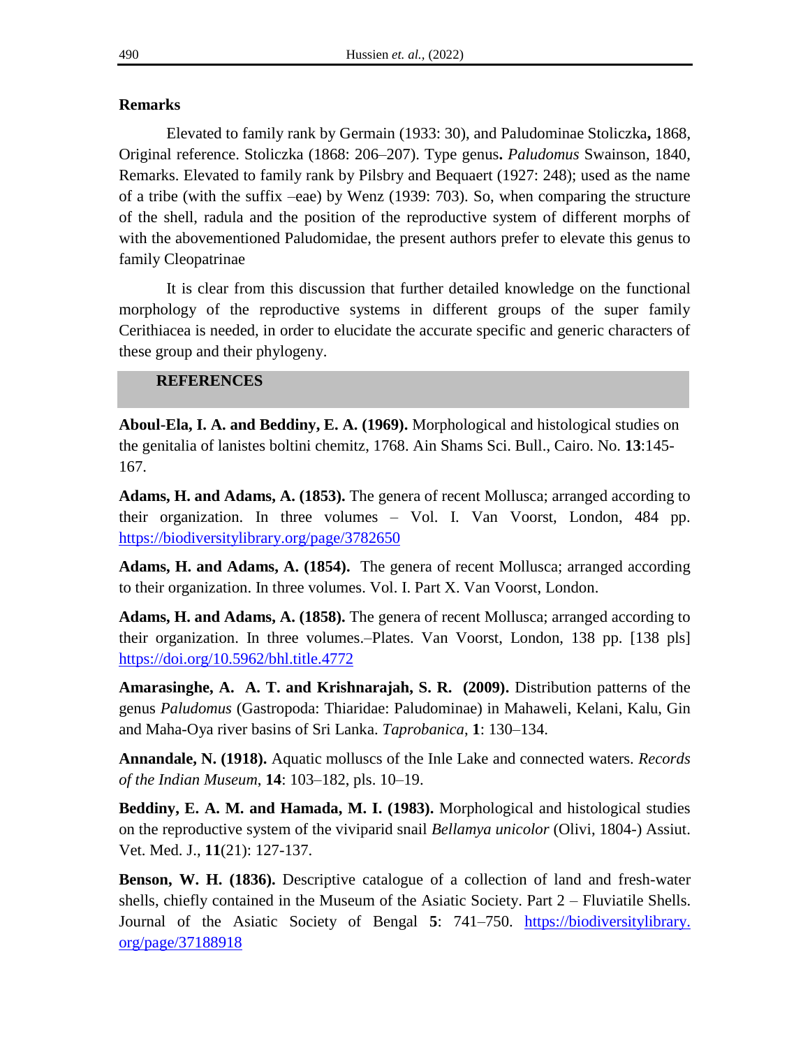## Remarks

Elevated to family rank by Germain (1933: 30), and Paludominae Stoliczka**,** 1868, Original reference. Stoliczka (1868: 206–207). Type genus**.** *Paludomus* Swainson, 1840, Remarks. Elevated to family rank by Pilsbry and Bequaert (1927: 248); used as the name of a tribe (with the suffix –eae) by Wenz (1939: 703). So, when comparing the structure of the shell, radula and the position of the reproductive system of different morphs of with the abovementioned Paludomidae, the present authors prefer to elevate this genus to family Cleopatrinae

It is clear from this discussion that further detailed knowledge on the functional morphology of the reproductive systems in different groups of the super family Cerithiacea is needed, in order to elucidate the accurate specific and generic characters of these group and their phylogeny.

## REFERENCES

**Aboul-Ela, I. A. and Beddiny, E. A. (1969).** Morphological and histological studies on the genitalia of lanistes boltini chemitz, 1768. Ain Shams Sci. Bull., Cairo. No. **13**:145-167.

**Adams, H. and Adams, A. (1853).** The genera of recent Mollusca; arranged according to their organization. In three volumes – Vol. I. Van Voorst, London, 484 pp. https://biodiversitylibrary.org/page/3782650

**Adams, H. and Adams, A. (1854).** The genera of recent Mollusca; arranged according to their organization. In three volumes. Vol. I. Part X. Van Voorst, London.

**Adams, H. and Adams, A. (1858).** The genera of recent Mollusca; arranged according to their organization. In three volumes.–Plates. Van Voorst, London, 138 pp. [138 pls] https://doi.org/10.5962/bhl.title.4772

**Amarasinghe, A. A. T. and Krishnarajah, S. R. (2009).** Distribution patterns of the genus *Paludomus* (Gastropoda: Thiaridae: Paludominae) in Mahaweli, Kelani, Kalu, Gin and Maha-Oya river basins of Sri Lanka. *Taprobanica*, **1**: 130–134.

**Annandale, N. (1918).** Aquatic molluscs of the Inle Lake and connected waters. *Records of the Indian Museum*, **14**: 103–182, pls. 10–19.

**Beddiny, E. A. M. and Hamada, M. I. (1983).** Morphological and histological studies on the reproductive system of the viviparid snail *Bellamya unicolor* (Olivi, 1804-) Assiut. Vet. Med. J., **11**(21): 127-137.

**Benson, W. H. (1836).** Descriptive catalogue of a collection of land and fresh-water shells, chiefly contained in the Museum of the Asiatic Society. Part 2 – Fluviatile Shells. Journal of the Asiatic Society of Bengal **5**: 741–750. https://biodiversitylibrary.org/page/37188918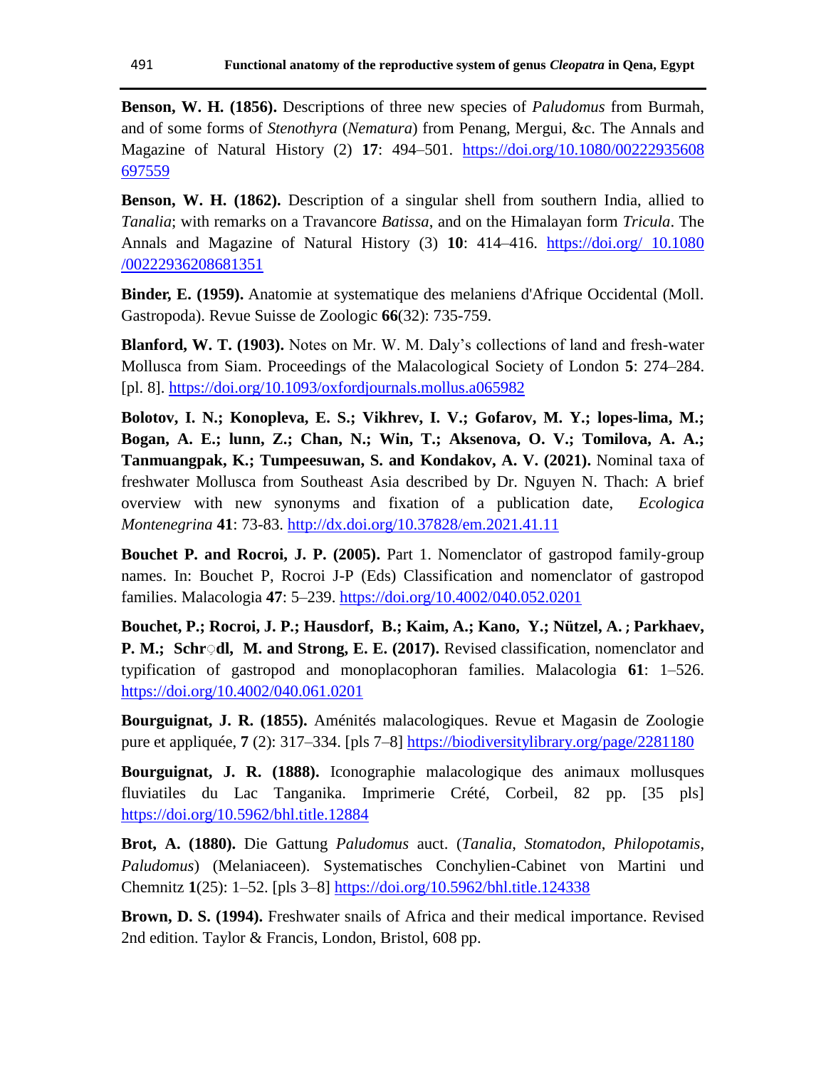**Benson, W. H. (1856).** Descriptions of three new species of *Paludomus* from Burmah, and of some forms of *Stenothyra* (*Nematura*) from Penang, Mergui, &c. The Annals and Magazine of Natural History (2) **17**: 494–501. https://doi.org/10.1080/00222935608697559

**Benson, W. H. (1862).** Description of a singular shell from southern India, allied to *Tanalia*; with remarks on a Travancore *Batissa*, and on the Himalayan form *Tricula*. The Annals and Magazine of Natural History (3) **10**: 414–416. https://doi.org/ 10.1080/00222936208681351

**Binder, E. (1959).** Anatomie at systematique des melaniens d'Afrique Occidental (Moll. Gastropoda). Revue Suisse de Zoologic **66**(32): 735-759.

**Blanford, W. T. (1903).** Notes on Mr. W. M. Daly's collections of land and fresh-water Mollusca from Siam. Proceedings of the Malacological Society of London **5**: 274–284. [pl. 8]. https://doi.org/10.1093/oxfordjournals.mollus.a065982

**Bolotov, I. N.; Konopleva, E. S.; Vikhrev, I. V.; Gofarov, M. Y.; lopes-lima, M.; Bogan, A. E.; lunn, Z.; Chan, N.; Win, T.; Aksenova, O. V.; Tomilova, A. A.; Tanmuangpak, K.; Tumpeesuwan, S. and Kondakov, A. V. (2021).** Nominal taxa of freshwater Mollusca from Southeast Asia described by Dr. Nguyen N. Thach: A brief overview with new synonyms and fixation of a publication date, *Ecologica Montenegrina* **41**: 73-83. http://dx.doi.org/10.37828/em.2021.41.11

**Bouchet P. and Rocroi, J. P. (2005).** Part 1. Nomenclator of gastropod family-group names. In: Bouchet P, Rocroi J-P (Eds) Classification and nomenclator of gastropod families. Malacologia **47**: 5–239. https://doi.org/10.4002/040.052.0201

**Bouchet, P.; Rocroi, J. P.; Hausdorf, B.; Kaim, A.; Kano, Y.; Nützel, A.; Parkhaev, P. M.; Schrödl, M. and Strong, E. E. (2017).** Revised classification, nomenclator and typification of gastropod and monoplacophoran families. Malacologia **61**: 1–526. https://doi.org/10.4002/040.061.0201

**Bourguignat, J. R. (1855).** Aménités malacologiques. Revue et Magasin de Zoologie pure et appliquée, **7** (2): 317–334. [pls 7–8] https://biodiversitylibrary.org/page/2281180

**Bourguignat, J. R. (1888).** Iconographie malacologique des animaux mollusques fluviatiles du Lac Tanganika. Imprimerie Crété, Corbeil, 82 pp. [35 pls] https://doi.org/10.5962/bhl.title.12884

**Brot, A. (1880).** Die Gattung *Paludomus* auct. (*Tanalia*, *Stomatodon*, *Philopotamis*, *Paludomus*) (Melaniaceen). Systematisches Conchylien-Cabinet von Martini und Chemnitz **1**(25): 1–52. [pls 3–8] https://doi.org/10.5962/bhl.title.124338

**Brown, D. S. (1994).** Freshwater snails of Africa and their medical importance. Revised 2nd edition. Taylor & Francis, London, Bristol, 608 pp.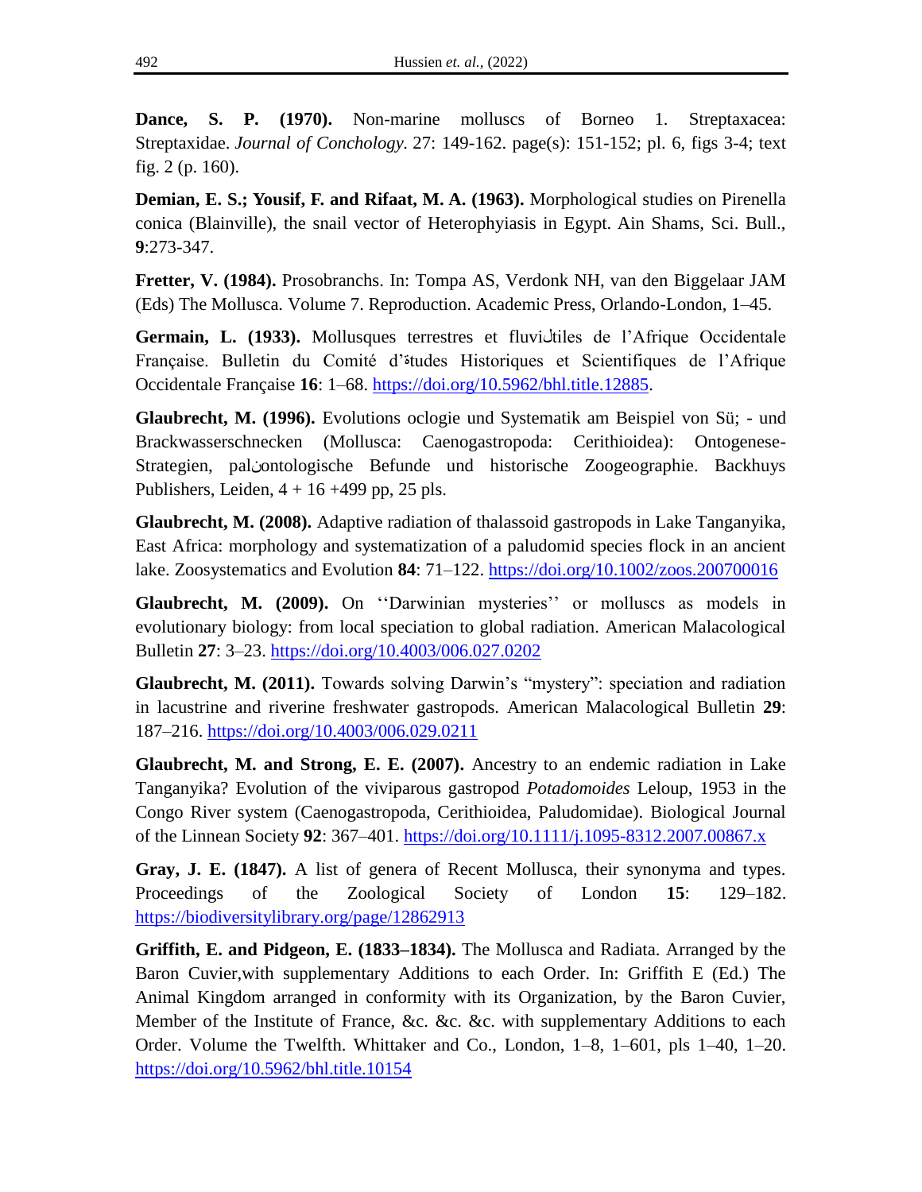**Dance, S. P. (1970).** Non-marine molluscs of Borneo 1. Streptaxacea: Streptaxidae. *Journal of Conchology.* 27: 149-162. page(s): 151-152; pl. 6, figs 3-4; text fig. 2 (p. 160).

**Demian, E. S.; Yousif, F. and Rifaat, M. A. (1963).** Morphological studies on Pirenella conica (Blainville), the snail vector of Heterophyiasis in Egypt. Ain Shams, Sci. Bull., **9**:273-347.

**Fretter, V. (1984).** Prosobranchs. In: Tompa AS, Verdonk NH, van den Biggelaar JAM (Eds) The Mollusca. Volume 7. Reproduction. Academic Press, Orlando-London, 1–45.

**Germain, L. (1933).** Mollusques terrestres et fluviٺtiles de l'Afrique Occidentale Française. Bulletin du Comité d'ةtudes Historiques et Scientifiques de l'Afrique Occidentale Française **16**: 1–68. https://doi.org/10.5962/bhl.title.12885.

**Glaubrecht, M. (1996).** Evolutions oclogie und Systematik am Beispiel von Sü; - und Brackwasserschnecken (Mollusca: Caenogastropoda: Cerithioidea): Ontogenese-Strategien, palٽontologische Befunde und historische Zoogeographie. Backhuys Publishers, Leiden, 4 + 16 +499 pp, 25 pls.

**Glaubrecht, M. (2008).** Adaptive radiation of thalassoid gastropods in Lake Tanganyika, East Africa: morphology and systematization of a paludomid species flock in an ancient lake. Zoosystematics and Evolution **84**: 71–122. https://doi.org/10.1002/zoos.200700016

**Glaubrecht, M. (2009).** On ''Darwinian mysteries'' or molluscs as models in evolutionary biology: from local speciation to global radiation. American Malacological Bulletin **27**: 3–23. https://doi.org/10.4003/006.027.0202

**Glaubrecht, M. (2011).** Towards solving Darwin's "mystery": speciation and radiation in lacustrine and riverine freshwater gastropods. American Malacological Bulletin **29**: 187–216. https://doi.org/10.4003/006.029.0211

**Glaubrecht, M. and Strong, E. E. (2007).** Ancestry to an endemic radiation in Lake Tanganyika? Evolution of the viviparous gastropod *Potadomoides* Leloup, 1953 in the Congo River system (Caenogastropoda, Cerithioidea, Paludomidae). Biological Journal of the Linnean Society **92**: 367–401. https://doi.org/10.1111/j.1095-8312.2007.00867.x

**Gray, J. E. (1847).** A list of genera of Recent Mollusca, their synonyma and types. Proceedings of the Zoological Society of London **15**: 129–182. https://biodiversitylibrary.org/page/12862913

**Griffith, E. and Pidgeon, E. (1833–1834).** The Mollusca and Radiata. Arranged by the Baron Cuvier,with supplementary Additions to each Order. In: Griffith E (Ed.) The Animal Kingdom arranged in conformity with its Organization, by the Baron Cuvier, Member of the Institute of France, &c. &c. &c. with supplementary Additions to each Order. Volume the Twelfth. Whittaker and Co., London, 1–8, 1–601, pls 1–40, 1–20. https://doi.org/10.5962/bhl.title.10154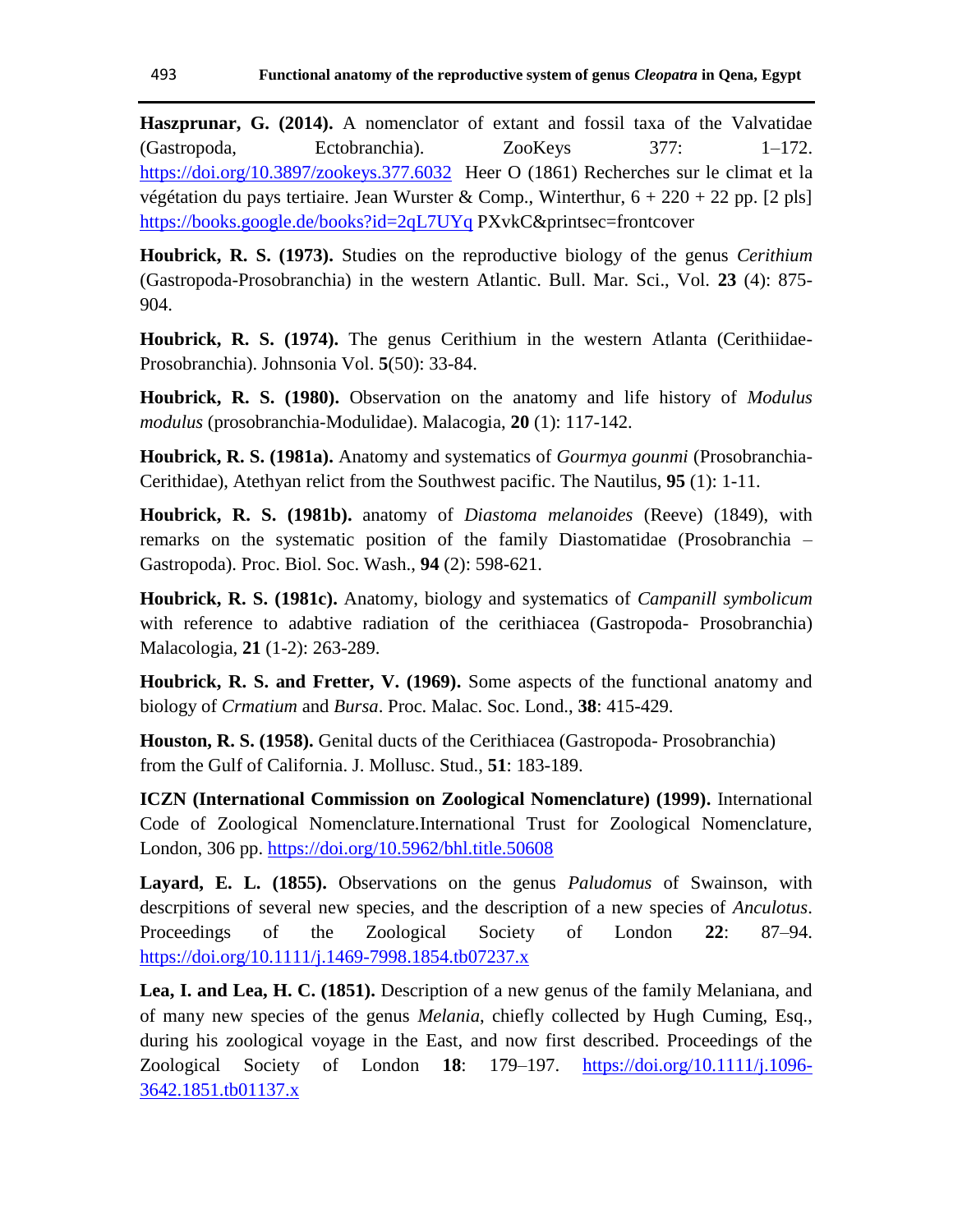**Haszprunar, G. (2014).** A nomenclator of extant and fossil taxa of the Valvatidae (Gastropoda, Ectobranchia). ZooKeys 377: 1–172. https://doi.org/10.3897/zookeys.377.6032 Heer O (1861) Recherches sur le climat et la végétation du pays tertiaire. Jean Wurster & Comp., Winterthur, 6 + 220 + 22 pp. [2 pls] https://books.google.de/books?id=2qL7UYq PXvkC&printsec=frontcover

**Houbrick, R. S. (1973).** Studies on the reproductive biology of the genus *Cerithium* (Gastropoda-Prosobranchia) in the western Atlantic. Bull. Mar. Sci., Vol. **23** (4): 875-904.

**Houbrick, R. S. (1974).** The genus Cerithium in the western Atlanta (Cerithiidae-Prosobranchia). Johnsonia Vol. **5**(50): 33-84.

**Houbrick, R. S. (1980).** Observation on the anatomy and life history of *Modulus modulus* (prosobranchia-Modulidae). Malacogia, **20** (1): 117-142.

**Houbrick, R. S. (1981a).** Anatomy and systematics of *Gourmya gounmi* (Prosobranchia-Cerithidae), Atethyan relict from the Southwest pacific. The Nautilus, **95** (1): 1-11.

**Houbrick, R. S. (1981b).** anatomy of *Diastoma melanoides* (Reeve) (1849), with remarks on the systematic position of the family Diastomatidae (Prosobranchia – Gastropoda). Proc. Biol. Soc. Wash., **94** (2): 598-621.

**Houbrick, R. S. (1981c).** Anatomy, biology and systematics of *Campanill symbolicum* with reference to adabtive radiation of the cerithiacea (Gastropoda- Prosobranchia) Malacologia, **21** (1-2): 263-289.

**Houbrick, R. S. and Fretter, V. (1969).** Some aspects of the functional anatomy and biology of *Crmatium* and *Bursa*. Proc. Malac. Soc. Lond., **38**: 415-429.

**Houston, R. S. (1958).** Genital ducts of the Cerithiacea (Gastropoda- Prosobranchia) from the Gulf of California. J. Mollusc. Stud., **51**: 183-189.

**ICZN (International Commission on Zoological Nomenclature) (1999).** International Code of Zoological Nomenclature.International Trust for Zoological Nomenclature, London, 306 pp. https://doi.org/10.5962/bhl.title.50608

**Layard, E. L. (1855).** Observations on the genus *Paludomus* of Swainson, with descrpitions of several new species, and the description of a new species of *Anculotus*. Proceedings of the Zoological Society of London **22**: 87–94. https://doi.org/10.1111/j.1469-7998.1854.tb07237.x

**Lea, I. and Lea, H. C. (1851).** Description of a new genus of the family Melaniana, and of many new species of the genus *Melania*, chiefly collected by Hugh Cuming, Esq., during his zoological voyage in the East, and now first described. Proceedings of the Zoological Society of London **18**: 179–197. https://doi.org/10.1111/j.1096-3642.1851.tb01137.x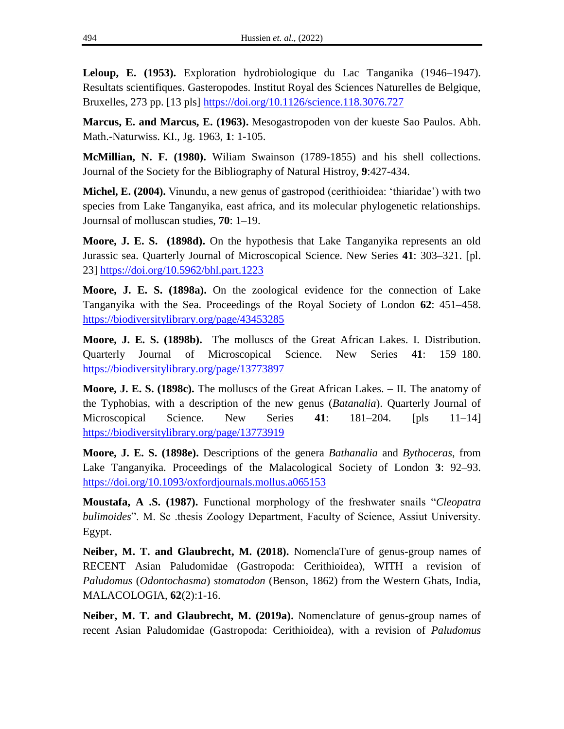**Leloup, E. (1953).** Exploration hydrobiologique du Lac Tanganika (1946–1947). Resultats scientifiques. Gasteropodes. Institut Royal des Sciences Naturelles de Belgique, Bruxelles, 273 pp. [13 pls] https://doi.org/10.1126/science.118.3076.727

**Marcus, E. and Marcus, E. (1963).** Mesogastropoden von der kueste Sao Paulos. Abh. Math.-Naturwiss. KI., Jg. 1963, **1**: 1-105.

**McMillian, N. F. (1980).** Wiliam Swainson (1789-1855) and his shell collections. Journal of the Society for the Bibliography of Natural Histroy, **9**:427-434.

**Michel, E. (2004).** Vinundu, a new genus of gastropod (cerithioidea: 'thiaridae') with two species from Lake Tanganyika, east africa, and its molecular phylogenetic relationships. Journsal of molluscan studies, **70**: 1–19.

**Moore, J. E. S. (1898d).** On the hypothesis that Lake Tanganyika represents an old Jurassic sea. Quarterly Journal of Microscopical Science. New Series **41**: 303–321. [pl. 23] https://doi.org/10.5962/bhl.part.1223

**Moore, J. E. S. (1898a).** On the zoological evidence for the connection of Lake Tanganyika with the Sea. Proceedings of the Royal Society of London **62**: 451–458. https://biodiversitylibrary.org/page/43453285

**Moore, J. E. S. (1898b).** The molluscs of the Great African Lakes. I. Distribution. Quarterly Journal of Microscopical Science. New Series **41**: 159–180. https://biodiversitylibrary.org/page/13773897

**Moore, J. E. S. (1898c).** The molluscs of the Great African Lakes. – II. The anatomy of the Typhobias, with a description of the new genus (*Batanalia*). Quarterly Journal of Microscopical Science. New Series **41**: 181–204. [pls 11–14] https://biodiversitylibrary.org/page/13773919

**Moore, J. E. S. (1898e).** Descriptions of the genera *Bathanalia* and *Bythoceras*, from Lake Tanganyika. Proceedings of the Malacological Society of London **3**: 92–93. https://doi.org/10.1093/oxfordjournals.mollus.a065153

**Moustafa, A .S. (1987).** Functional morphology of the freshwater snails "*Cleopatra bulimoides*". M. Sc .thesis Zoology Department, Faculty of Science, Assiut University. Egypt.

**Neiber, M. T. and Glaubrecht, M. (2018).** NomenclaTure of genus-group names of RECENT Asian Paludomidae (Gastropoda: Cerithioidea), WITH a revision of *Paludomus* (*Odontochasma*) *stomatodon* (Benson, 1862) from the Western Ghats, India, MALACOLOGIA, **62**(2):1-16.

**Neiber, M. T. and Glaubrecht, M. (2019a).** Nomenclature of genus-group names of recent Asian Paludomidae (Gastropoda: Cerithioidea), with a revision of *Paludomus*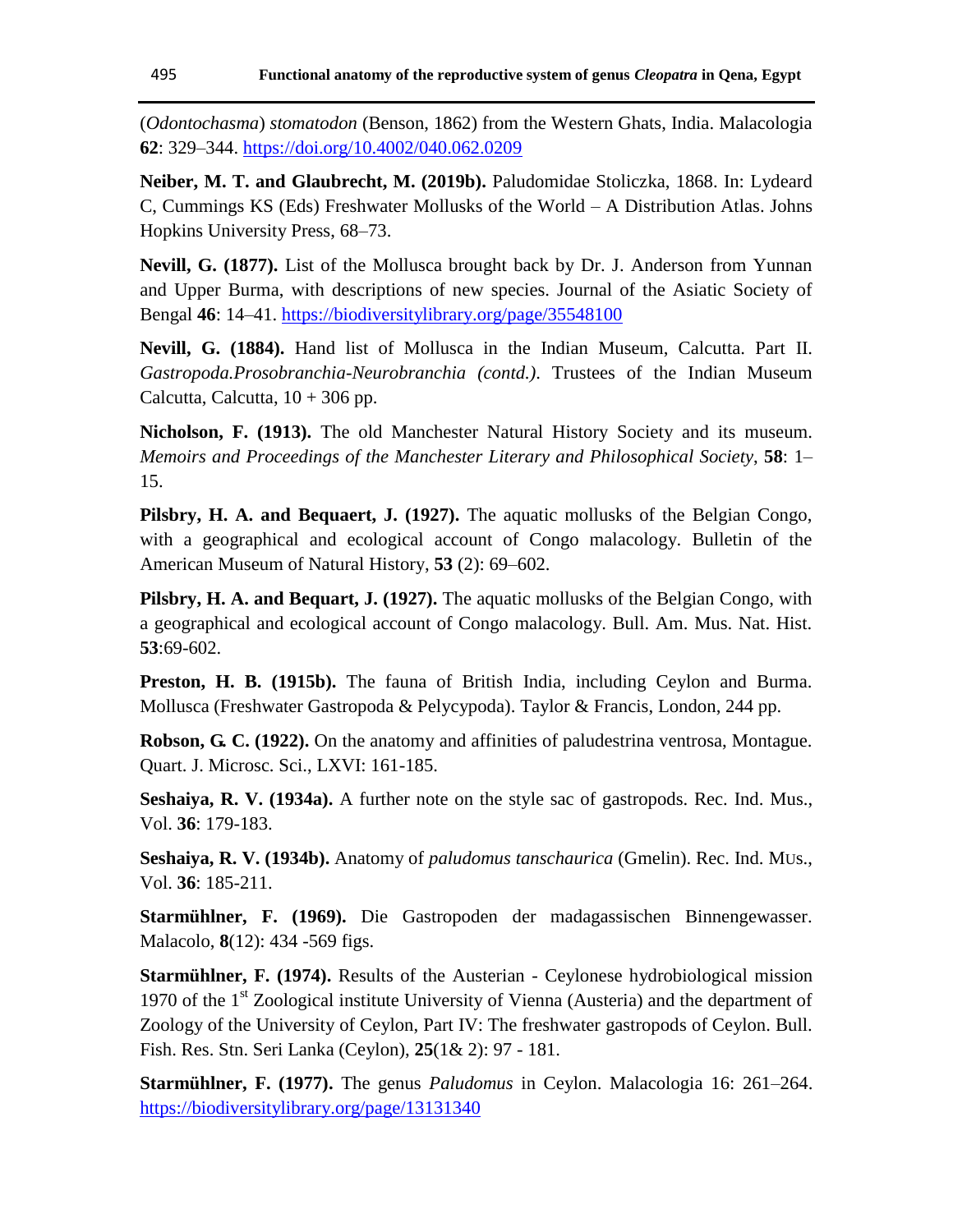(*Odontochasma*) *stomatodon* (Benson, 1862) from the Western Ghats, India. Malacologia **62**: 329–344. https://doi.org/10.4002/040.062.0209

**Neiber, M. T. and Glaubrecht, M. (2019b).** Paludomidae Stoliczka, 1868. In: Lydeard C, Cummings KS (Eds) Freshwater Mollusks of the World – A Distribution Atlas. Johns Hopkins University Press, 68–73.

**Nevill, G. (1877).** List of the Mollusca brought back by Dr. J. Anderson from Yunnan and Upper Burma, with descriptions of new species. Journal of the Asiatic Society of Bengal **46**: 14–41. https://biodiversitylibrary.org/page/35548100

**Nevill, G. (1884).** Hand list of Mollusca in the Indian Museum, Calcutta. Part II. *Gastropoda.Prosobranchia-Neurobranchia (contd.)*. Trustees of the Indian Museum Calcutta, Calcutta, 10 + 306 pp.

**Nicholson, F. (1913).** The old Manchester Natural History Society and its museum. *Memoirs and Proceedings of the Manchester Literary and Philosophical Society*, **58**: 1–15.

**Pilsbry, H. A. and Bequaert, J. (1927).** The aquatic mollusks of the Belgian Congo, with a geographical and ecological account of Congo malacology. Bulletin of the American Museum of Natural History, **53** (2): 69–602.

**Pilsbry, H. A. and Bequart, J. (1927).** The aquatic mollusks of the Belgian Congo, with a geographical and ecological account of Congo malacology. Bull. Am. Mus. Nat. Hist. **53**:69-602.

**Preston, H. B. (1915b).** The fauna of British India, including Ceylon and Burma. Mollusca (Freshwater Gastropoda & Pelycypoda). Taylor & Francis, London, 244 pp.

**Robson, G. C. (1922).** On the anatomy and affinities of paludestrina ventrosa, Montague. Quart. J. Microsc. Sci., LXVI: 161-185.

**Seshaiya, R. V. (1934a).** A further note on the style sac of gastropods. Rec. Ind. Mus., Vol. **36**: 179-183.

**Seshaiya, R. V. (1934b).** Anatomy of *paludomus tanschaurica* (Gmelin). Rec. Ind. MUs., Vol. **36**: 185-211.

**Starmühlner, F. (1969).** Die Gastropoden der madagassischen Binnengewasser. Malacolo, **8**(12): 434 -569 figs.

**Starmühlner, F. (1974).** Results of the Austerian - Ceylonese hydrobiological mission 1970 of the 1st Zoological institute University of Vienna (Austeria) and the department of Zoology of the University of Ceylon, Part IV: The freshwater gastropods of Ceylon. Bull. Fish. Res. Stn. Seri Lanka (Ceylon), **25**(1& 2): 97 - 181.

**Starmühlner, F. (1977).** The genus *Paludomus* in Ceylon. Malacologia 16: 261–264. https://biodiversitylibrary.org/page/13131340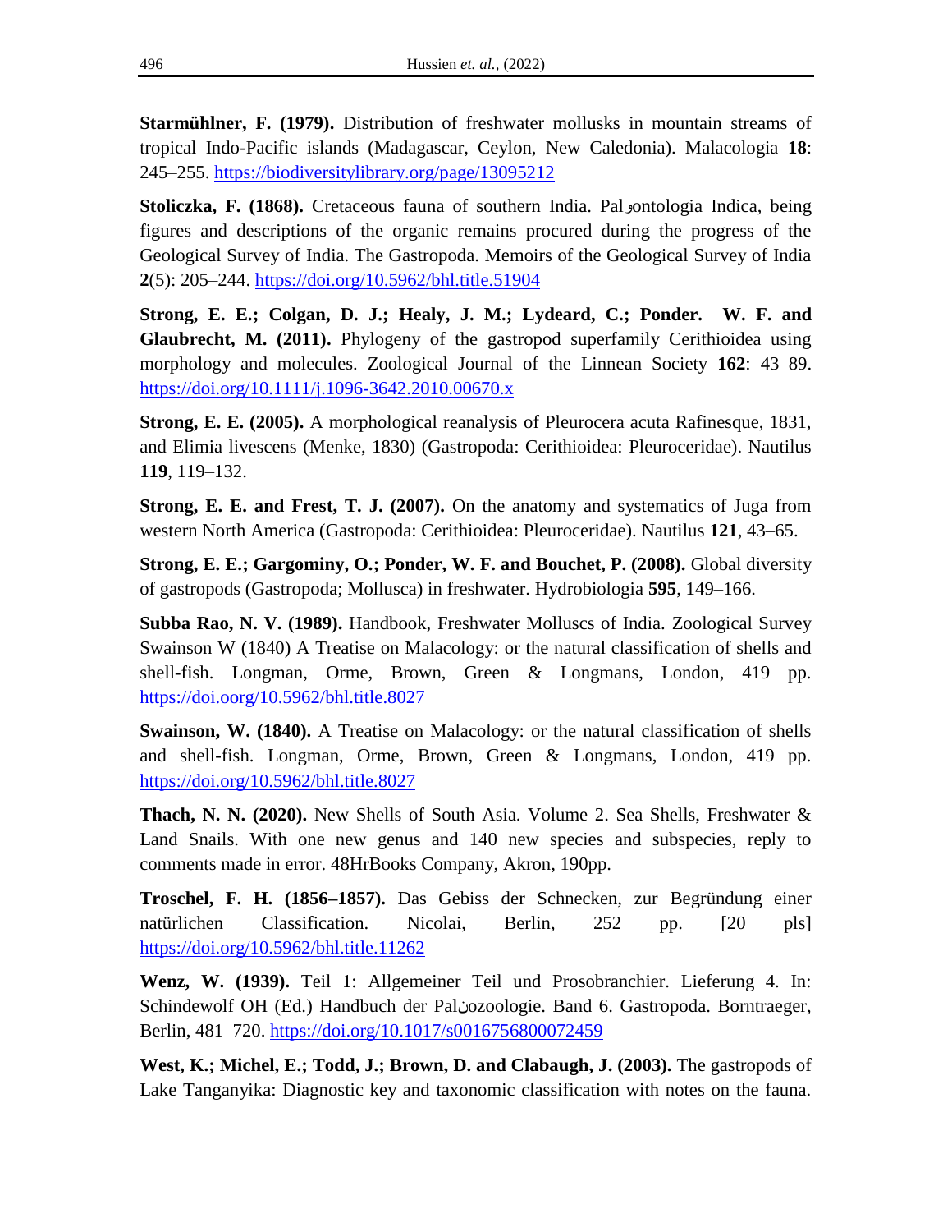**Starmühlner, F. (1979).** Distribution of freshwater mollusks in mountain streams of tropical Indo-Pacific islands (Madagascar, Ceylon, New Caledonia). Malacologia **18**: 245–255. https://biodiversitylibrary.org/page/13095212

**Stoliczka, F. (1868).** Cretaceous fauna of southern India. Palوontologia Indica, being figures and descriptions of the organic remains procured during the progress of the Geological Survey of India. The Gastropoda. Memoirs of the Geological Survey of India **2**(5): 205–244. https://doi.org/10.5962/bhl.title.51904

**Strong, E. E.; Colgan, D. J.; Healy, J. M.; Lydeard, C.; Ponder. W. F. and Glaubrecht, M. (2011).** Phylogeny of the gastropod superfamily Cerithioidea using morphology and molecules. Zoological Journal of the Linnean Society **162**: 43–89. https://doi.org/10.1111/j.1096-3642.2010.00670.x

**Strong, E. E. (2005).** A morphological reanalysis of Pleurocera acuta Rafinesque, 1831, and Elimia livescens (Menke, 1830) (Gastropoda: Cerithioidea: Pleuroceridae). Nautilus **119**, 119–132.

**Strong, E. E. and Frest, T. J. (2007).** On the anatomy and systematics of Juga from western North America (Gastropoda: Cerithioidea: Pleuroceridae). Nautilus **121**, 43–65.

**Strong, E. E.; Gargominy, O.; Ponder, W. F. and Bouchet, P. (2008).** Global diversity of gastropods (Gastropoda; Mollusca) in freshwater. Hydrobiologia **595**, 149–166.

**Subba Rao, N. V. (1989).** Handbook, Freshwater Molluscs of India. Zoological Survey Swainson W (1840) A Treatise on Malacology: or the natural classification of shells and shell-fish. Longman, Orme, Brown, Green & Longmans, London, 419 pp. https://doi.oorg/10.5962/bhl.title.8027

**Swainson, W. (1840).** A Treatise on Malacology: or the natural classification of shells and shell-fish. Longman, Orme, Brown, Green & Longmans, London, 419 pp. https://doi.org/10.5962/bhl.title.8027

**Thach, N. N. (2020).** New Shells of South Asia. Volume 2. Sea Shells, Freshwater & Land Snails. With one new genus and 140 new species and subspecies, reply to comments made in error. 48HrBooks Company, Akron, 190pp.

**Troschel, F. H. (1856–1857).** Das Gebiss der Schnecken, zur Begründung einer natürlichen Classification. Nicolai, Berlin, 252 pp. [20 pls] https://doi.org/10.5962/bhl.title.11262

**Wenz, W. (1939).** Teil 1: Allgemeiner Teil und Prosobranchier. Lieferung 4. In: Schindewolf OH (Ed.) Handbuch der Palنozoologie. Band 6. Gastropoda. Borntraeger, Berlin, 481–720. https://doi.org/10.1017/s0016756800072459

**West, K.; Michel, E.; Todd, J.; Brown, D. and Clabaugh, J. (2003).** The gastropods of Lake Tanganyika: Diagnostic key and taxonomic classification with notes on the fauna.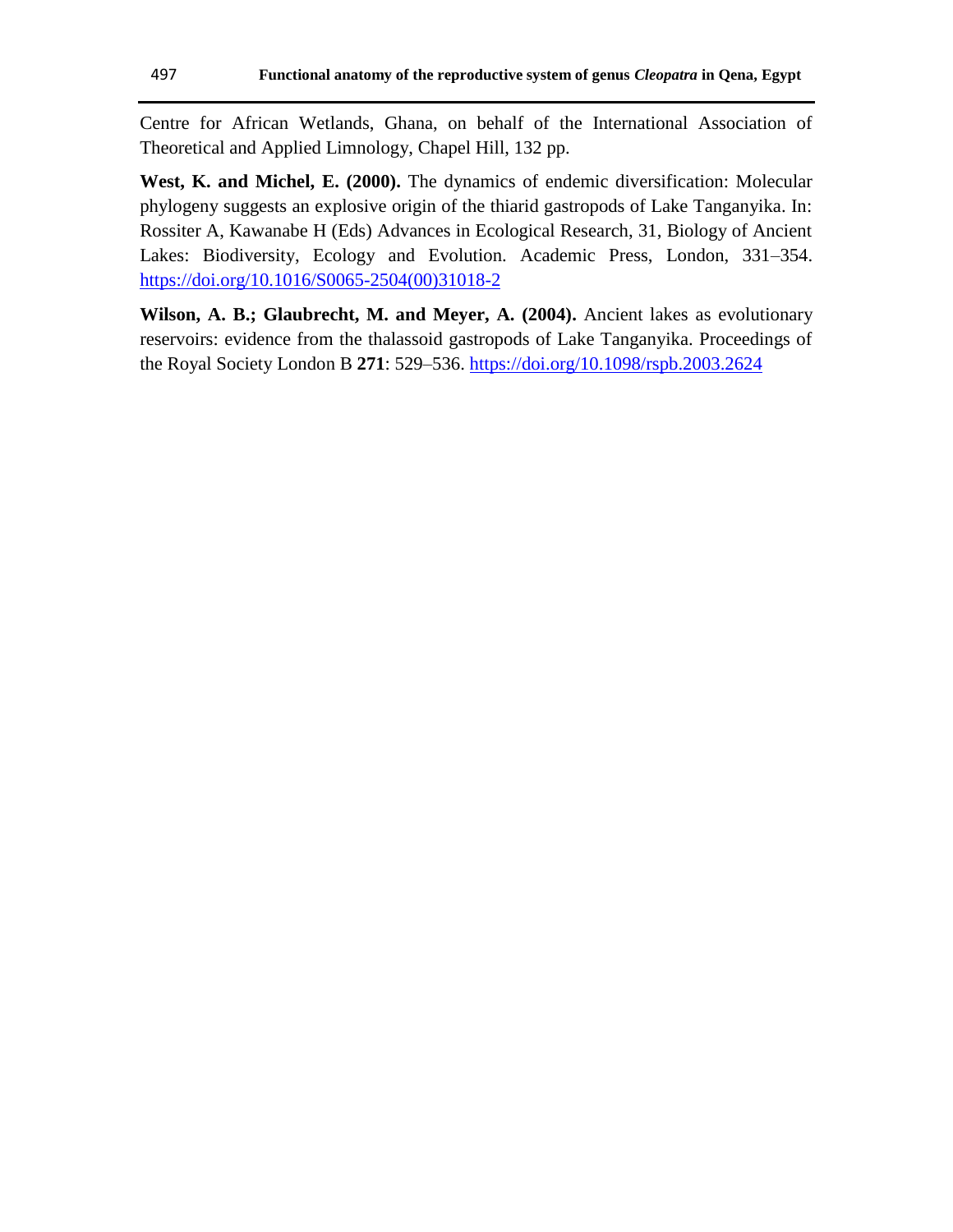Centre for African Wetlands, Ghana, on behalf of the International Association of Theoretical and Applied Limnology, Chapel Hill, 132 pp.

**West, K. and Michel, E. (2000).** The dynamics of endemic diversification: Molecular phylogeny suggests an explosive origin of the thiarid gastropods of Lake Tanganyika. In: Rossiter A, Kawanabe H (Eds) Advances in Ecological Research, 31, Biology of Ancient Lakes: Biodiversity, Ecology and Evolution. Academic Press, London, 331–354. https://doi.org/10.1016/S0065-2504(00)31018-2

**Wilson, A. B.; Glaubrecht, M. and Meyer, A. (2004).** Ancient lakes as evolutionary reservoirs: evidence from the thalassoid gastropods of Lake Tanganyika. Proceedings of the Royal Society London B **271**: 529–536. https://doi.org/10.1098/rspb.2003.2624